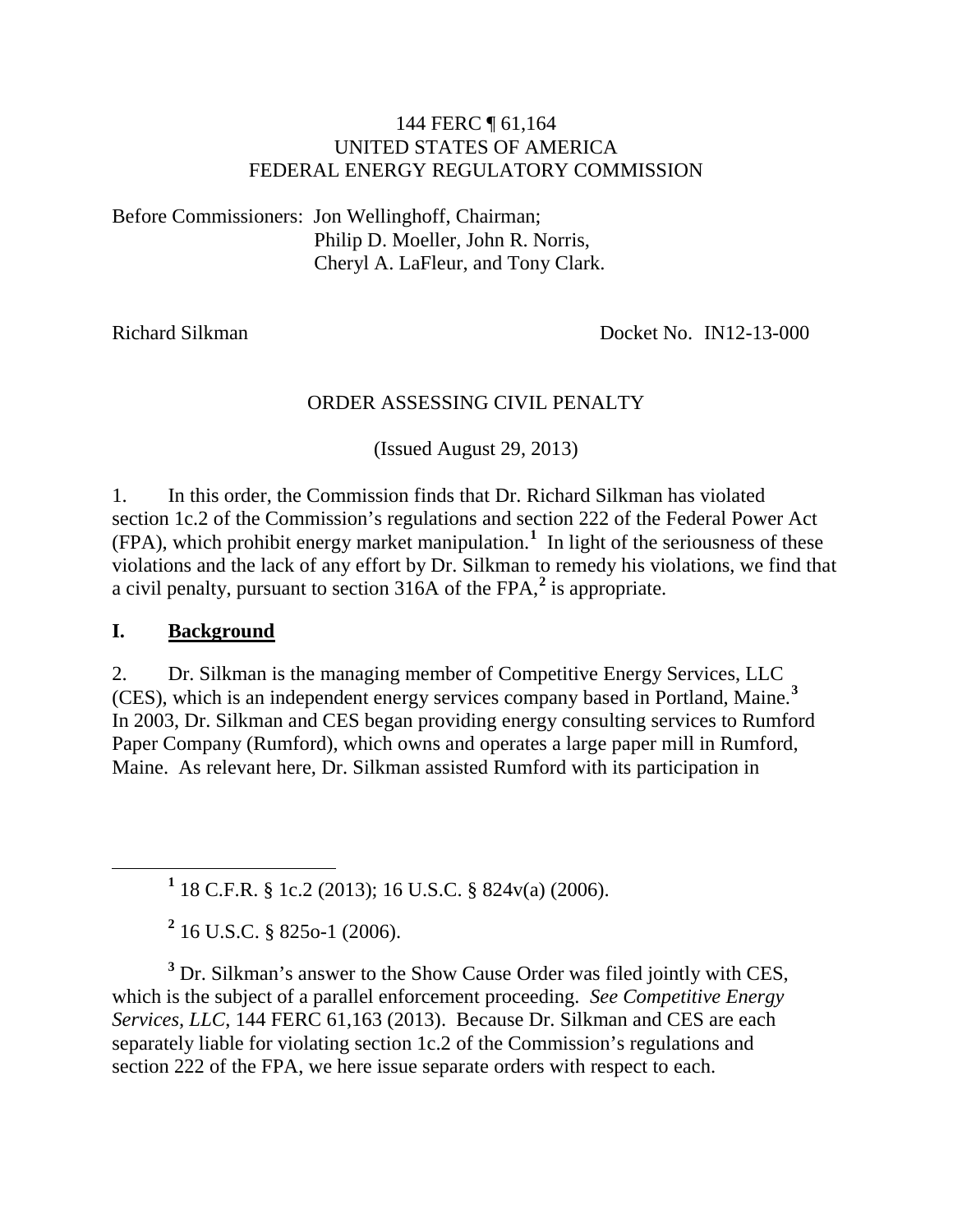144 FERC ¶ 61,164
UNITED STATES OF AMERICA
FEDERAL ENERGY REGULATORY COMMISSION

Before Commissioners: Jon Wellinghoff, Chairman;
Philip D. Moeller, John R. Norris,
Cheryl A. LaFleur, and Tony Clark.

Richard Silkman Docket No. IN12-13-000

ORDER ASSESSING CIVIL PENALTY

(Issued August 29, 2013)

1. In this order, the Commission finds that Dr. Richard Silkman has violated section 1c.2 of the Commission's regulations and section 222 of the Federal Power Act (FPA), which prohibit energy market manipulation.[1] In light of the seriousness of these violations and the lack of any effort by Dr. Silkman to remedy his violations, we find that a civil penalty, pursuant to section 316A of the FPA,[2] is appropriate.

## I. Background

2. Dr. Silkman is the managing member of Competitive Energy Services, LLC (CES), which is an independent energy services company based in Portland, Maine.[3] In 2003, Dr. Silkman and CES began providing energy consulting services to Rumford Paper Company (Rumford), which owns and operates a large paper mill in Rumford, Maine. As relevant here, Dr. Silkman assisted Rumford with its participation in

[1] 18 C.F.R. § 1c.2 (2013); 16 U.S.C. § 824v(a) (2006).

[2] 16 U.S.C. § 825o-1 (2006).

[3] Dr. Silkman's answer to the Show Cause Order was filed jointly with CES, which is the subject of a parallel enforcement proceeding. *See Competitive Energy Services, LLC*, 144 FERC 61,163 (2013). Because Dr. Silkman and CES are each separately liable for violating section 1c.2 of the Commission's regulations and section 222 of the FPA, we here issue separate orders with respect to each.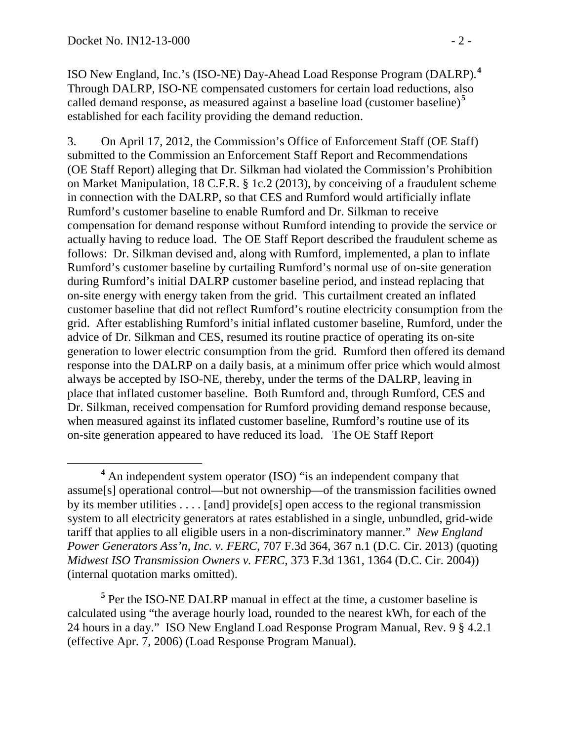ISO New England, Inc.'s (ISO-NE) Day-Ahead Load Response Program (DALRP).[4] Through DALRP, ISO-NE compensated customers for certain load reductions, also called demand response, as measured against a baseline load (customer baseline)[5] established for each facility providing the demand reduction.

3. On April 17, 2012, the Commission's Office of Enforcement Staff (OE Staff) submitted to the Commission an Enforcement Staff Report and Recommendations (OE Staff Report) alleging that Dr. Silkman had violated the Commission's Prohibition on Market Manipulation, 18 C.F.R. § 1c.2 (2013), by conceiving of a fraudulent scheme in connection with the DALRP, so that CES and Rumford would artificially inflate Rumford's customer baseline to enable Rumford and Dr. Silkman to receive compensation for demand response without Rumford intending to provide the service or actually having to reduce load. The OE Staff Report described the fraudulent scheme as follows: Dr. Silkman devised and, along with Rumford, implemented, a plan to inflate Rumford's customer baseline by curtailing Rumford's normal use of on-site generation during Rumford's initial DALRP customer baseline period, and instead replacing that on-site energy with energy taken from the grid. This curtailment created an inflated customer baseline that did not reflect Rumford's routine electricity consumption from the grid. After establishing Rumford's initial inflated customer baseline, Rumford, under the advice of Dr. Silkman and CES, resumed its routine practice of operating its on-site generation to lower electric consumption from the grid. Rumford then offered its demand response into the DALRP on a daily basis, at a minimum offer price which would almost always be accepted by ISO-NE, thereby, under the terms of the DALRP, leaving in place that inflated customer baseline. Both Rumford and, through Rumford, CES and Dr. Silkman, received compensation for Rumford providing demand response because, when measured against its inflated customer baseline, Rumford's routine use of its on-site generation appeared to have reduced its load. The OE Staff Report

---

[4] An independent system operator (ISO) "is an independent company that assume[s] operational control—but not ownership—of the transmission facilities owned by its member utilities . . . . [and] provide[s] open access to the regional transmission system to all electricity generators at rates established in a single, unbundled, grid-wide tariff that applies to all eligible users in a non-discriminatory manner." *New England Power Generators Ass'n, Inc. v. FERC*, 707 F.3d 364, 367 n.1 (D.C. Cir. 2013) (quoting *Midwest ISO Transmission Owners v. FERC*, 373 F.3d 1361, 1364 (D.C. Cir. 2004)) (internal quotation marks omitted).

[5] Per the ISO-NE DALRP manual in effect at the time, a customer baseline is calculated using "the average hourly load, rounded to the nearest kWh, for each of the 24 hours in a day." ISO New England Load Response Program Manual, Rev. 9 § 4.2.1 (effective Apr. 7, 2006) (Load Response Program Manual).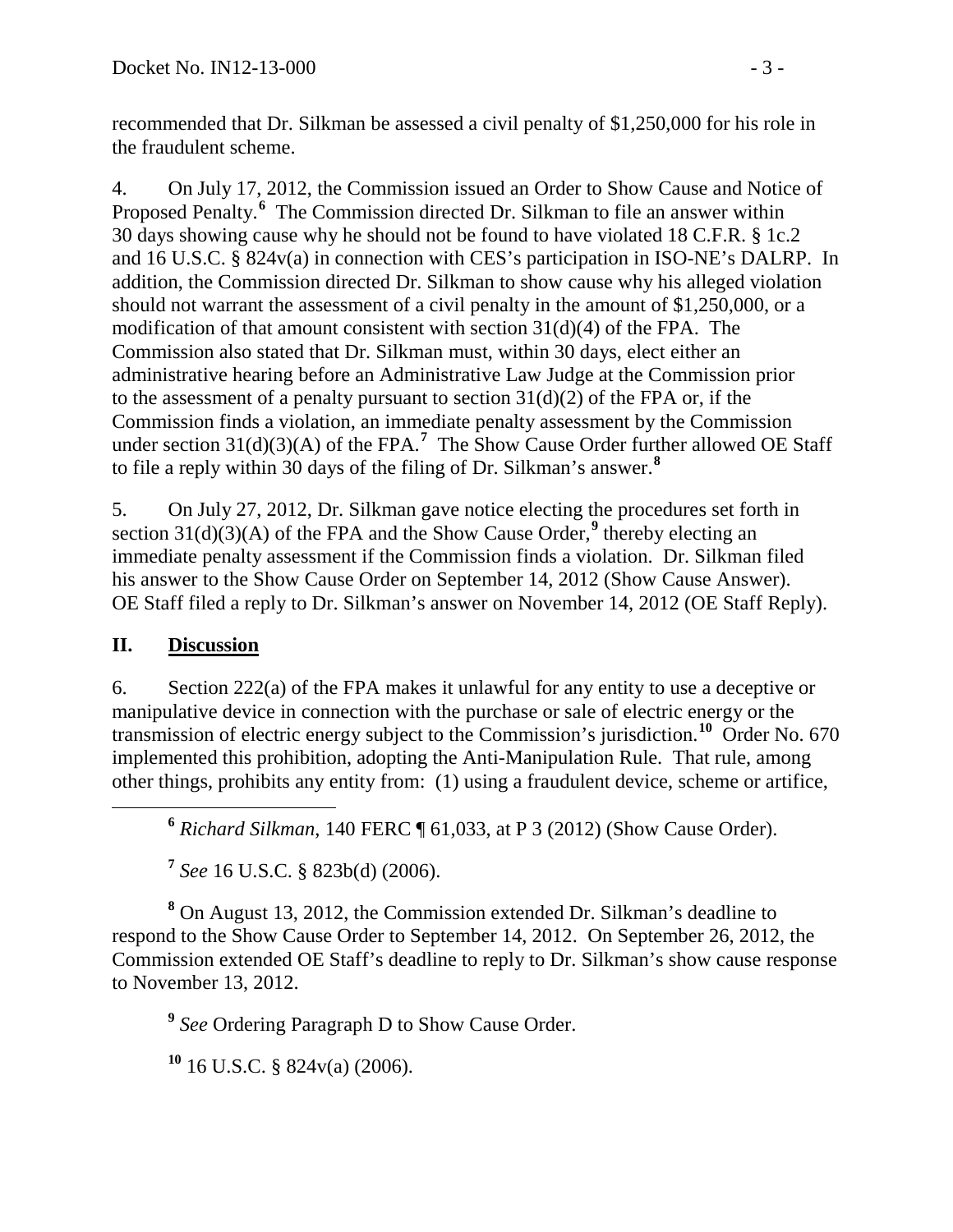recommended that Dr. Silkman be assessed a civil penalty of $1,250,000 for his role in the fraudulent scheme.

4. On July 17, 2012, the Commission issued an Order to Show Cause and Notice of Proposed Penalty.[6] The Commission directed Dr. Silkman to file an answer within 30 days showing cause why he should not be found to have violated 18 C.F.R. § 1c.2 and 16 U.S.C. § 824v(a) in connection with CES's participation in ISO-NE's DALRP. In addition, the Commission directed Dr. Silkman to show cause why his alleged violation should not warrant the assessment of a civil penalty in the amount of $1,250,000, or a modification of that amount consistent with section 31(d)(4) of the FPA. The Commission also stated that Dr. Silkman must, within 30 days, elect either an administrative hearing before an Administrative Law Judge at the Commission prior to the assessment of a penalty pursuant to section 31(d)(2) of the FPA or, if the Commission finds a violation, an immediate penalty assessment by the Commission under section 31(d)(3)(A) of the FPA.[7] The Show Cause Order further allowed OE Staff to file a reply within 30 days of the filing of Dr. Silkman's answer.[8]

5. On July 27, 2012, Dr. Silkman gave notice electing the procedures set forth in section 31(d)(3)(A) of the FPA and the Show Cause Order,[9] thereby electing an immediate penalty assessment if the Commission finds a violation. Dr. Silkman filed his answer to the Show Cause Order on September 14, 2012 (Show Cause Answer). OE Staff filed a reply to Dr. Silkman's answer on November 14, 2012 (OE Staff Reply).

## II. Discussion

6. Section 222(a) of the FPA makes it unlawful for any entity to use a deceptive or manipulative device in connection with the purchase or sale of electric energy or the transmission of electric energy subject to the Commission's jurisdiction.[10] Order No. 670 implemented this prohibition, adopting the Anti-Manipulation Rule. That rule, among other things, prohibits any entity from: (1) using a fraudulent device, scheme or artifice,

---

[6] *Richard Silkman*, 140 FERC ¶ 61,033, at P 3 (2012) (Show Cause Order).

[7] *See* 16 U.S.C. § 823b(d) (2006).

[8] On August 13, 2012, the Commission extended Dr. Silkman's deadline to respond to the Show Cause Order to September 14, 2012. On September 26, 2012, the Commission extended OE Staff's deadline to reply to Dr. Silkman's show cause response to November 13, 2012.

[9] *See* Ordering Paragraph D to Show Cause Order.

[10] 16 U.S.C. § 824v(a) (2006).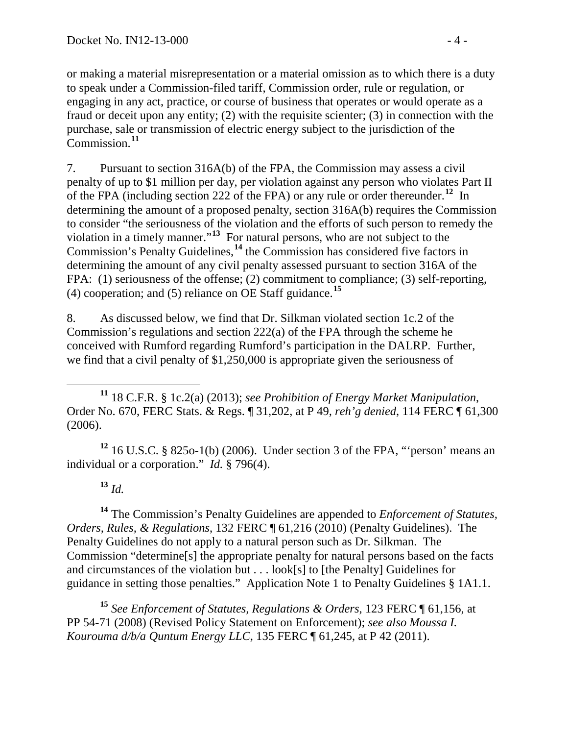or making a material misrepresentation or a material omission as to which there is a duty to speak under a Commission-filed tariff, Commission order, rule or regulation, or engaging in any act, practice, or course of business that operates or would operate as a fraud or deceit upon any entity; (2) with the requisite scienter; (3) in connection with the purchase, sale or transmission of electric energy subject to the jurisdiction of the Commission.[11]

7. Pursuant to section 316A(b) of the FPA, the Commission may assess a civil penalty of up to $1 million per day, per violation against any person who violates Part II of the FPA (including section 222 of the FPA) or any rule or order thereunder.[12] In determining the amount of a proposed penalty, section 316A(b) requires the Commission to consider "the seriousness of the violation and the efforts of such person to remedy the violation in a timely manner."[13] For natural persons, who are not subject to the Commission's Penalty Guidelines,[14] the Commission has considered five factors in determining the amount of any civil penalty assessed pursuant to section 316A of the FPA: (1) seriousness of the offense; (2) commitment to compliance; (3) self-reporting, (4) cooperation; and (5) reliance on OE Staff guidance.[15]

8. As discussed below, we find that Dr. Silkman violated section 1c.2 of the Commission's regulations and section 222(a) of the FPA through the scheme he conceived with Rumford regarding Rumford's participation in the DALRP. Further, we find that a civil penalty of $1,250,000 is appropriate given the seriousness of

---

[11] 18 C.F.R. § 1c.2(a) (2013); *see Prohibition of Energy Market Manipulation*, Order No. 670, FERC Stats. & Regs. ¶ 31,202, at P 49, *reh'g denied*, 114 FERC ¶ 61,300 (2006).

[12] 16 U.S.C. § 825o-1(b) (2006). Under section 3 of the FPA, "'person' means an individual or a corporation." *Id.* § 796(4).

[13] *Id.*

[14] The Commission's Penalty Guidelines are appended to *Enforcement of Statutes, Orders, Rules, & Regulations*, 132 FERC ¶ 61,216 (2010) (Penalty Guidelines). The Penalty Guidelines do not apply to a natural person such as Dr. Silkman. The Commission "determine[s] the appropriate penalty for natural persons based on the facts and circumstances of the violation but . . . look[s] to [the Penalty] Guidelines for guidance in setting those penalties." Application Note 1 to Penalty Guidelines § 1A1.1.

[15] *See Enforcement of Statutes, Regulations & Orders*, 123 FERC ¶ 61,156, at PP 54-71 (2008) (Revised Policy Statement on Enforcement); *see also Moussa I. Kourouma d/b/a Quntum Energy LLC*, 135 FERC ¶ 61,245, at P 42 (2011).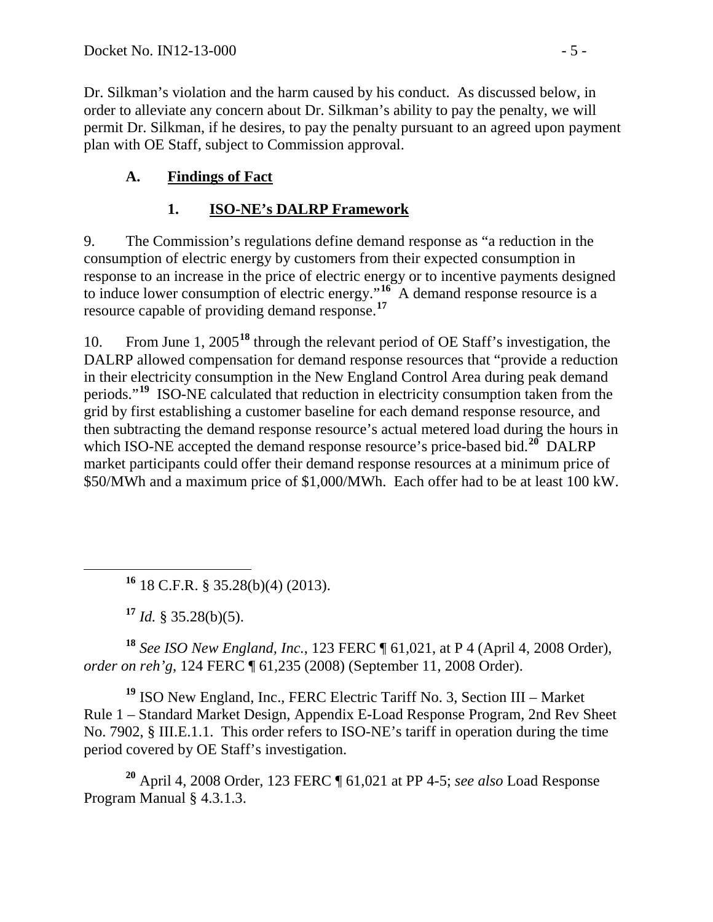Dr. Silkman's violation and the harm caused by his conduct. As discussed below, in order to alleviate any concern about Dr. Silkman's ability to pay the penalty, we will permit Dr. Silkman, if he desires, to pay the penalty pursuant to an agreed upon payment plan with OE Staff, subject to Commission approval.

### A. Findings of Fact

#### 1. ISO-NE's DALRP Framework

9. The Commission's regulations define demand response as "a reduction in the consumption of electric energy by customers from their expected consumption in response to an increase in the price of electric energy or to incentive payments designed to induce lower consumption of electric energy."[16] A demand response resource is a resource capable of providing demand response.[17]

10. From June 1, 2005[18] through the relevant period of OE Staff's investigation, the DALRP allowed compensation for demand response resources that "provide a reduction in their electricity consumption in the New England Control Area during peak demand periods."[19] ISO-NE calculated that reduction in electricity consumption taken from the grid by first establishing a customer baseline for each demand response resource, and then subtracting the demand response resource's actual metered load during the hours in which ISO-NE accepted the demand response resource's price-based bid.[20] DALRP market participants could offer their demand response resources at a minimum price of \$50/MWh and a maximum price of \$1,000/MWh. Each offer had to be at least 100 kW.

---

[16] 18 C.F.R. § 35.28(b)(4) (2013).

[17] *Id.* § 35.28(b)(5).

[18] *See ISO New England, Inc.*, 123 FERC ¶ 61,021, at P 4 (April 4, 2008 Order), *order on reh'g*, 124 FERC ¶ 61,235 (2008) (September 11, 2008 Order).

[19] ISO New England, Inc., FERC Electric Tariff No. 3, Section III – Market Rule 1 – Standard Market Design, Appendix E-Load Response Program, 2nd Rev Sheet No. 7902, § III.E.1.1. This order refers to ISO-NE's tariff in operation during the time period covered by OE Staff's investigation.

[20] April 4, 2008 Order, 123 FERC ¶ 61,021 at PP 4-5; *see also* Load Response Program Manual § 4.3.1.3.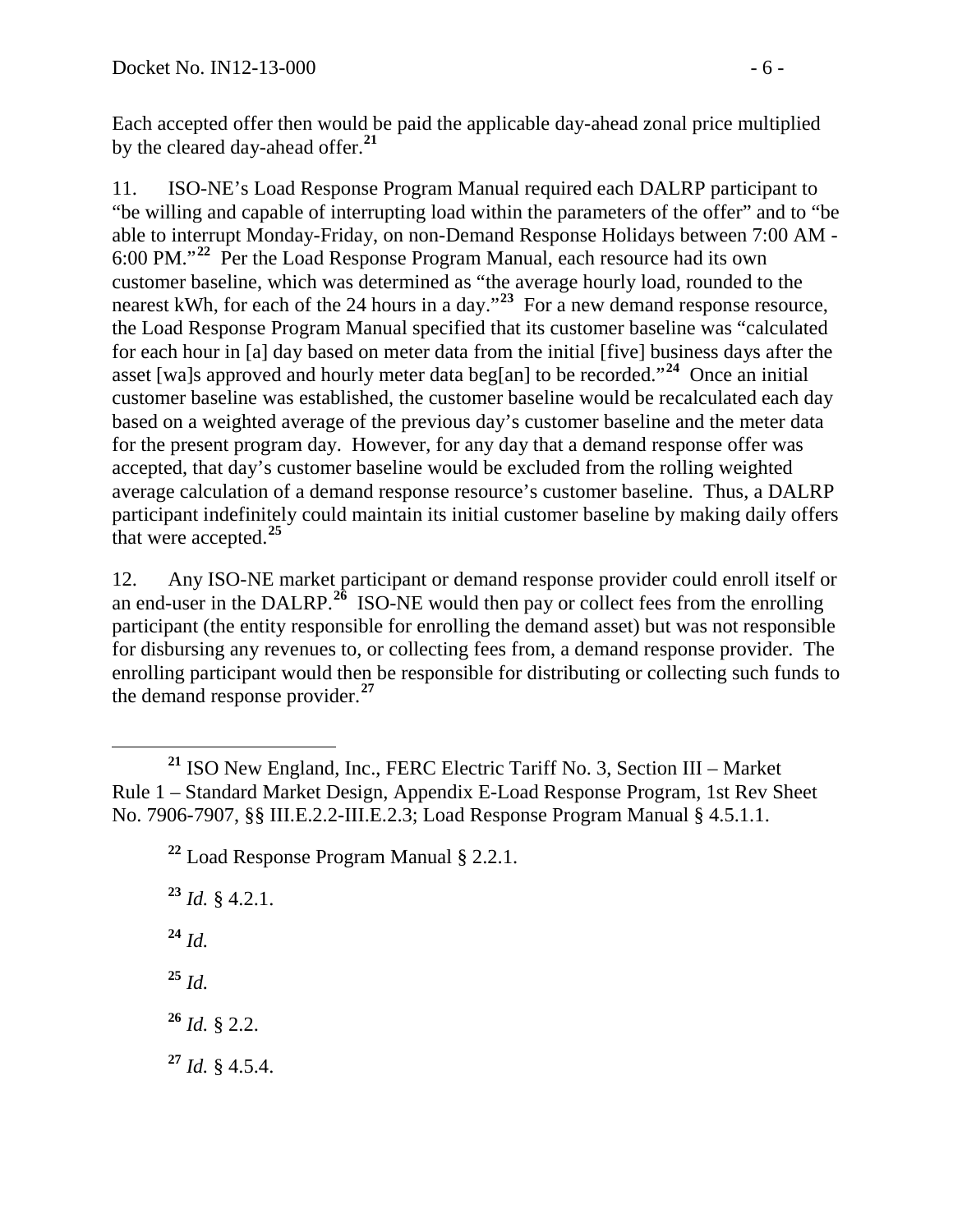Each accepted offer then would be paid the applicable day-ahead zonal price multiplied by the cleared day-ahead offer.[21]

11. ISO-NE's Load Response Program Manual required each DALRP participant to "be willing and capable of interrupting load within the parameters of the offer" and to "be able to interrupt Monday-Friday, on non-Demand Response Holidays between 7:00 AM - 6:00 PM."[22] Per the Load Response Program Manual, each resource had its own customer baseline, which was determined as "the average hourly load, rounded to the nearest kWh, for each of the 24 hours in a day."[23] For a new demand response resource, the Load Response Program Manual specified that its customer baseline was "calculated for each hour in [a] day based on meter data from the initial [five] business days after the asset [wa]s approved and hourly meter data beg[an] to be recorded."[24] Once an initial customer baseline was established, the customer baseline would be recalculated each day based on a weighted average of the previous day's customer baseline and the meter data for the present program day. However, for any day that a demand response offer was accepted, that day's customer baseline would be excluded from the rolling weighted average calculation of a demand response resource's customer baseline. Thus, a DALRP participant indefinitely could maintain its initial customer baseline by making daily offers that were accepted.[25]

12. Any ISO-NE market participant or demand response provider could enroll itself or an end-user in the DALRP.[26] ISO-NE would then pay or collect fees from the enrolling participant (the entity responsible for enrolling the demand asset) but was not responsible for disbursing any revenues to, or collecting fees from, a demand response provider. The enrolling participant would then be responsible for distributing or collecting such funds to the demand response provider.[27]

---

[21] ISO New England, Inc., FERC Electric Tariff No. 3, Section III – Market Rule 1 – Standard Market Design, Appendix E-Load Response Program, 1st Rev Sheet No. 7906-7907, §§ III.E.2.2-III.E.2.3; Load Response Program Manual § 4.5.1.1.

[22] Load Response Program Manual § 2.2.1.

[23] *Id.* § 4.2.1.

[24] *Id.*

[25] *Id.*

[26] *Id.* § 2.2.

[27] *Id.* § 4.5.4.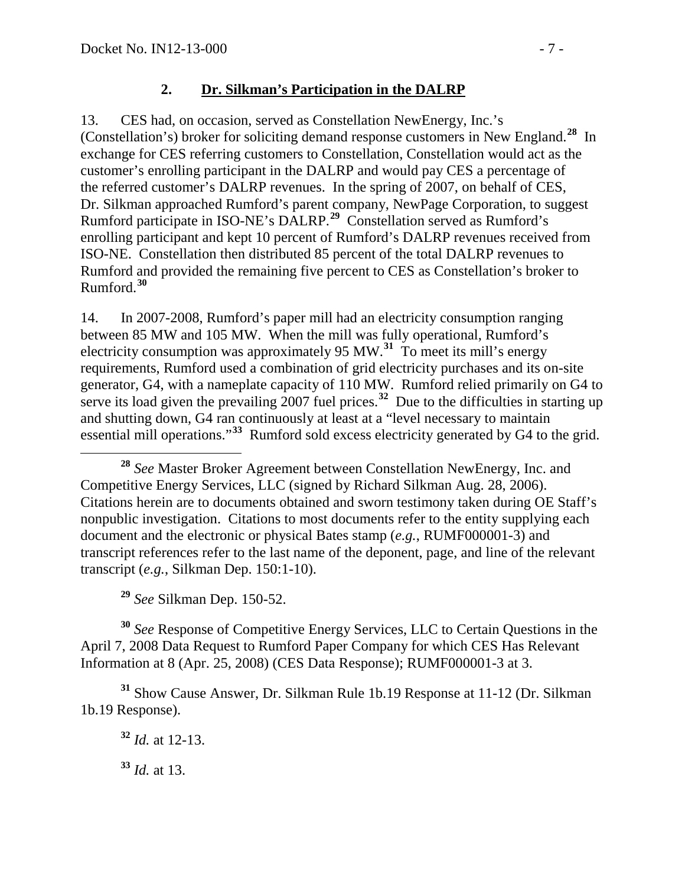## 2. Dr. Silkman's Participation in the DALRP

13. CES had, on occasion, served as Constellation NewEnergy, Inc.'s (Constellation's) broker for soliciting demand response customers in New England.[28] In exchange for CES referring customers to Constellation, Constellation would act as the customer's enrolling participant in the DALRP and would pay CES a percentage of the referred customer's DALRP revenues. In the spring of 2007, on behalf of CES, Dr. Silkman approached Rumford's parent company, NewPage Corporation, to suggest Rumford participate in ISO-NE's DALRP.[29] Constellation served as Rumford's enrolling participant and kept 10 percent of Rumford's DALRP revenues received from ISO-NE. Constellation then distributed 85 percent of the total DALRP revenues to Rumford and provided the remaining five percent to CES as Constellation's broker to Rumford.[30]

14. In 2007-2008, Rumford's paper mill had an electricity consumption ranging between 85 MW and 105 MW. When the mill was fully operational, Rumford's electricity consumption was approximately 95 MW.[31] To meet its mill's energy requirements, Rumford used a combination of grid electricity purchases and its on-site generator, G4, with a nameplate capacity of 110 MW. Rumford relied primarily on G4 to serve its load given the prevailing 2007 fuel prices.[32] Due to the difficulties in starting up and shutting down, G4 ran continuously at least at a "level necessary to maintain essential mill operations."[33] Rumford sold excess electricity generated by G4 to the grid.

---

[28] *See* Master Broker Agreement between Constellation NewEnergy, Inc. and Competitive Energy Services, LLC (signed by Richard Silkman Aug. 28, 2006). Citations herein are to documents obtained and sworn testimony taken during OE Staff's nonpublic investigation. Citations to most documents refer to the entity supplying each document and the electronic or physical Bates stamp (*e.g.*, RUMF000001-3) and transcript references refer to the last name of the deponent, page, and line of the relevant transcript (*e.g.*, Silkman Dep. 150:1-10).

[29] *See* Silkman Dep. 150-52.

[30] *See* Response of Competitive Energy Services, LLC to Certain Questions in the April 7, 2008 Data Request to Rumford Paper Company for which CES Has Relevant Information at 8 (Apr. 25, 2008) (CES Data Response); RUMF000001-3 at 3.

[31] Show Cause Answer, Dr. Silkman Rule 1b.19 Response at 11-12 (Dr. Silkman 1b.19 Response).

[32] *Id.* at 12-13.

[33] *Id.* at 13.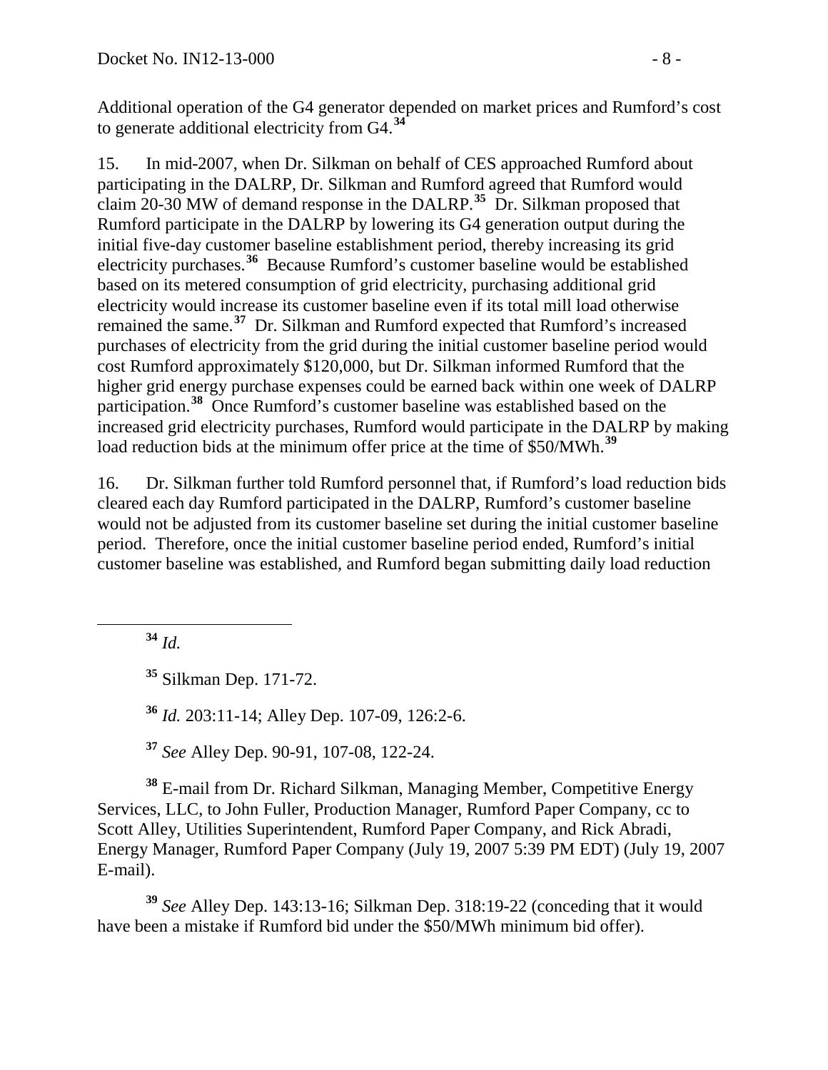Additional operation of the G4 generator depended on market prices and Rumford's cost to generate additional electricity from G4.[34]

15. In mid-2007, when Dr. Silkman on behalf of CES approached Rumford about participating in the DALRP, Dr. Silkman and Rumford agreed that Rumford would claim 20-30 MW of demand response in the DALRP.[35] Dr. Silkman proposed that Rumford participate in the DALRP by lowering its G4 generation output during the initial five-day customer baseline establishment period, thereby increasing its grid electricity purchases.[36] Because Rumford's customer baseline would be established based on its metered consumption of grid electricity, purchasing additional grid electricity would increase its customer baseline even if its total mill load otherwise remained the same.[37] Dr. Silkman and Rumford expected that Rumford's increased purchases of electricity from the grid during the initial customer baseline period would cost Rumford approximately $120,000, but Dr. Silkman informed Rumford that the higher grid energy purchase expenses could be earned back within one week of DALRP participation.[38] Once Rumford's customer baseline was established based on the increased grid electricity purchases, Rumford would participate in the DALRP by making load reduction bids at the minimum offer price at the time of $50/MWh.[39]

16. Dr. Silkman further told Rumford personnel that, if Rumford's load reduction bids cleared each day Rumford participated in the DALRP, Rumford's customer baseline would not be adjusted from its customer baseline set during the initial customer baseline period. Therefore, once the initial customer baseline period ended, Rumford's initial customer baseline was established, and Rumford began submitting daily load reduction

---

[34] *Id.*

[35] Silkman Dep. 171-72.

[36] *Id.* 203:11-14; Alley Dep. 107-09, 126:2-6.

[37] *See* Alley Dep. 90-91, 107-08, 122-24.

[38] E-mail from Dr. Richard Silkman, Managing Member, Competitive Energy Services, LLC, to John Fuller, Production Manager, Rumford Paper Company, cc to Scott Alley, Utilities Superintendent, Rumford Paper Company, and Rick Abradi, Energy Manager, Rumford Paper Company (July 19, 2007 5:39 PM EDT) (July 19, 2007 E-mail).

[39] *See* Alley Dep. 143:13-16; Silkman Dep. 318:19-22 (conceding that it would have been a mistake if Rumford bid under the $50/MWh minimum bid offer).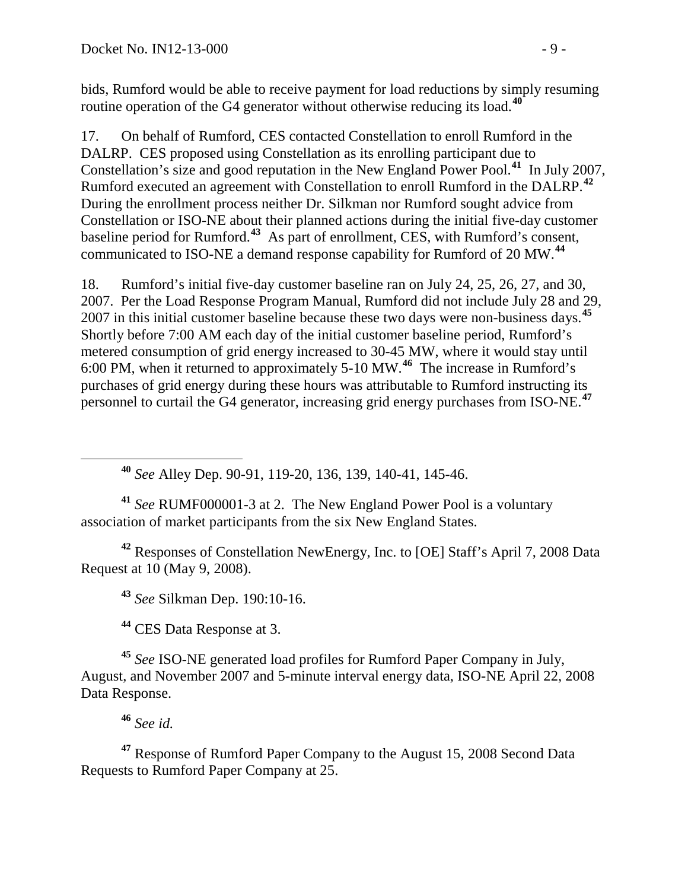bids, Rumford would be able to receive payment for load reductions by simply resuming routine operation of the G4 generator without otherwise reducing its load.[40]

17. On behalf of Rumford, CES contacted Constellation to enroll Rumford in the DALRP. CES proposed using Constellation as its enrolling participant due to Constellation's size and good reputation in the New England Power Pool.[41] In July 2007, Rumford executed an agreement with Constellation to enroll Rumford in the DALRP.[42] During the enrollment process neither Dr. Silkman nor Rumford sought advice from Constellation or ISO-NE about their planned actions during the initial five-day customer baseline period for Rumford.[43] As part of enrollment, CES, with Rumford's consent, communicated to ISO-NE a demand response capability for Rumford of 20 MW.[44]

18. Rumford's initial five-day customer baseline ran on July 24, 25, 26, 27, and 30, 2007. Per the Load Response Program Manual, Rumford did not include July 28 and 29, 2007 in this initial customer baseline because these two days were non-business days.[45] Shortly before 7:00 AM each day of the initial customer baseline period, Rumford's metered consumption of grid energy increased to 30-45 MW, where it would stay until 6:00 PM, when it returned to approximately 5-10 MW.[46] The increase in Rumford's purchases of grid energy during these hours was attributable to Rumford instructing its personnel to curtail the G4 generator, increasing grid energy purchases from ISO-NE.[47]

---

[40] *See* Alley Dep. 90-91, 119-20, 136, 139, 140-41, 145-46.

[41] *See* RUMF000001-3 at 2. The New England Power Pool is a voluntary association of market participants from the six New England States.

[42] Responses of Constellation NewEnergy, Inc. to [OE] Staff's April 7, 2008 Data Request at 10 (May 9, 2008).

[43] *See* Silkman Dep. 190:10-16.

[44] CES Data Response at 3.

[45] *See* ISO-NE generated load profiles for Rumford Paper Company in July, August, and November 2007 and 5-minute interval energy data, ISO-NE April 22, 2008 Data Response.

[46] *See id.*

[47] Response of Rumford Paper Company to the August 15, 2008 Second Data Requests to Rumford Paper Company at 25.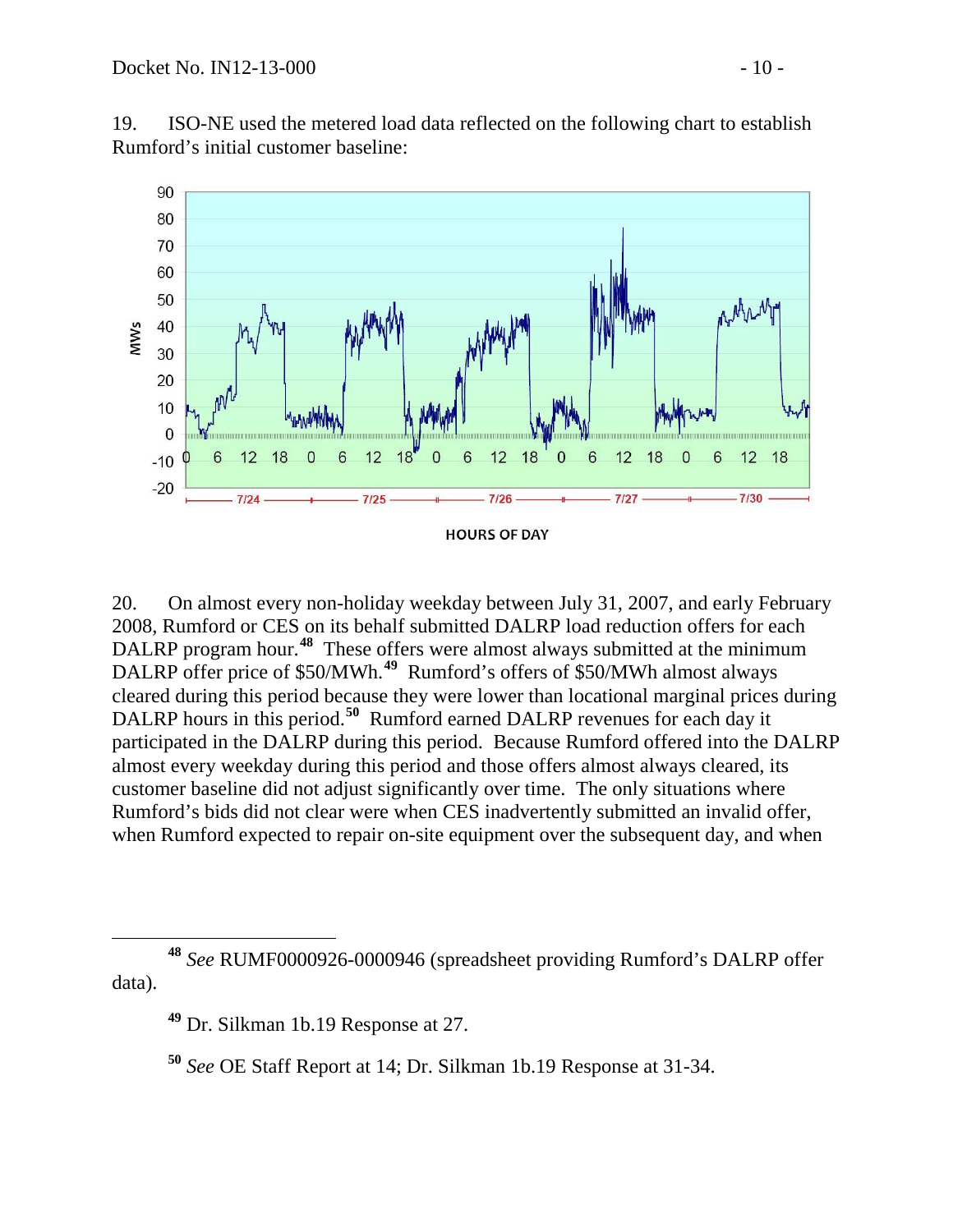19. ISO-NE used the metered load data reflected on the following chart to establish Rumford's initial customer baseline:

20. On almost every non-holiday weekday between July 31, 2007, and early February 2008, Rumford or CES on its behalf submitted DALRP load reduction offers for each DALRP program hour.[48] These offers were almost always submitted at the minimum DALRP offer price of $50/MWh.[49] Rumford's offers of $50/MWh almost always cleared during this period because they were lower than locational marginal prices during DALRP hours in this period.[50] Rumford earned DALRP revenues for each day it participated in the DALRP during this period. Because Rumford offered into the DALRP almost every weekday during this period and those offers almost always cleared, its customer baseline did not adjust significantly over time. The only situations where Rumford's bids did not clear were when CES inadvertently submitted an invalid offer, when Rumford expected to repair on-site equipment over the subsequent day, and when

---

[48] *See* RUMF0000926-0000946 (spreadsheet providing Rumford's DALRP offer data).

[49] Dr. Silkman 1b.19 Response at 27.

[50] *See* OE Staff Report at 14; Dr. Silkman 1b.19 Response at 31-34.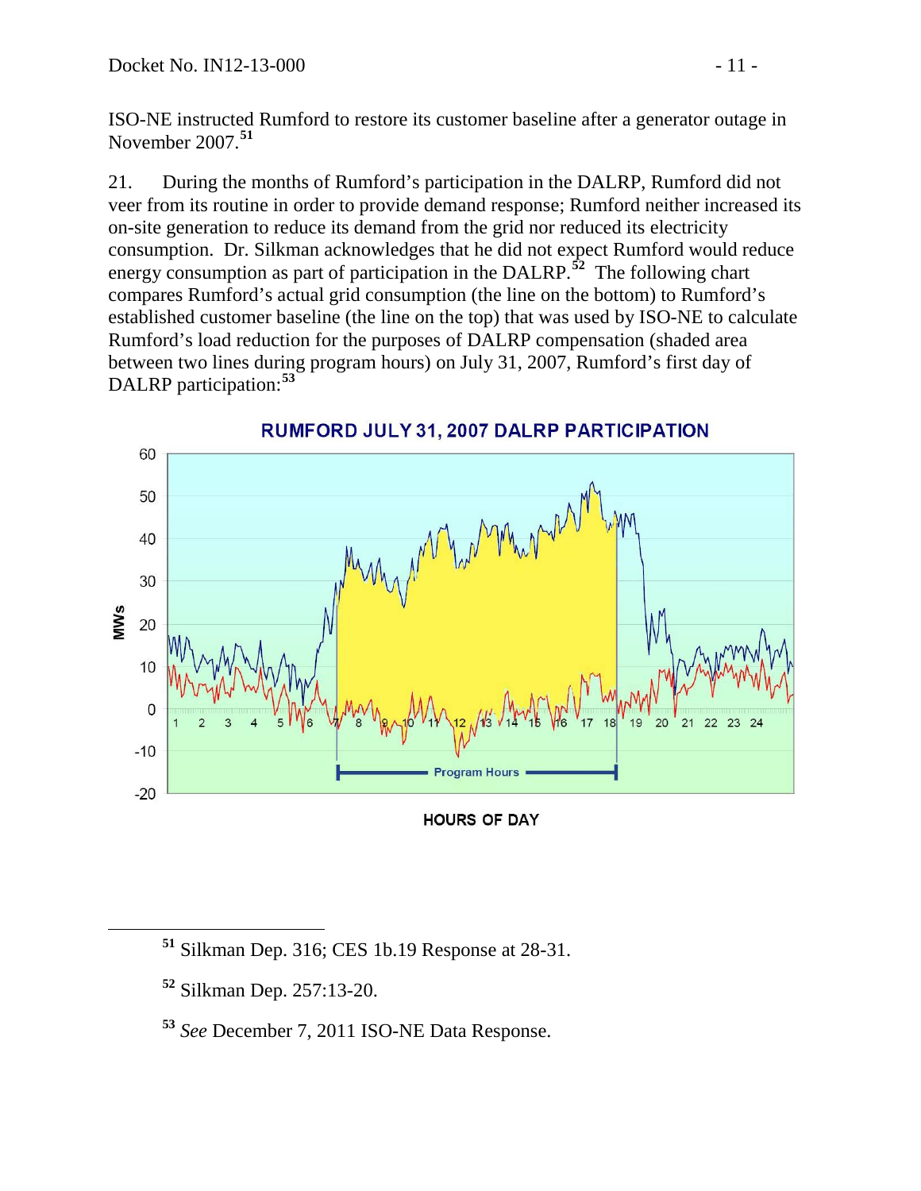ISO-NE instructed Rumford to restore its customer baseline after a generator outage in November 2007.[51]

21. During the months of Rumford's participation in the DALRP, Rumford did not veer from its routine in order to provide demand response; Rumford neither increased its on-site generation to reduce its demand from the grid nor reduced its electricity consumption. Dr. Silkman acknowledges that he did not expect Rumford would reduce energy consumption as part of participation in the DALRP.[52] The following chart compares Rumford's actual grid consumption (the line on the bottom) to Rumford's established customer baseline (the line on the top) that was used by ISO-NE to calculate Rumford's load reduction for the purposes of DALRP compensation (shaded area between two lines during program hours) on July 31, 2007, Rumford's first day of DALRP participation:[53]

**RUMFORD JULY 31, 2007 DALRP PARTICIPATION**

MWs

Program Hours

HOURS OF DAY

---

[51] Silkman Dep. 316; CES 1b.19 Response at 28-31.

[52] Silkman Dep. 257:13-20.

[53] *See* December 7, 2011 ISO-NE Data Response.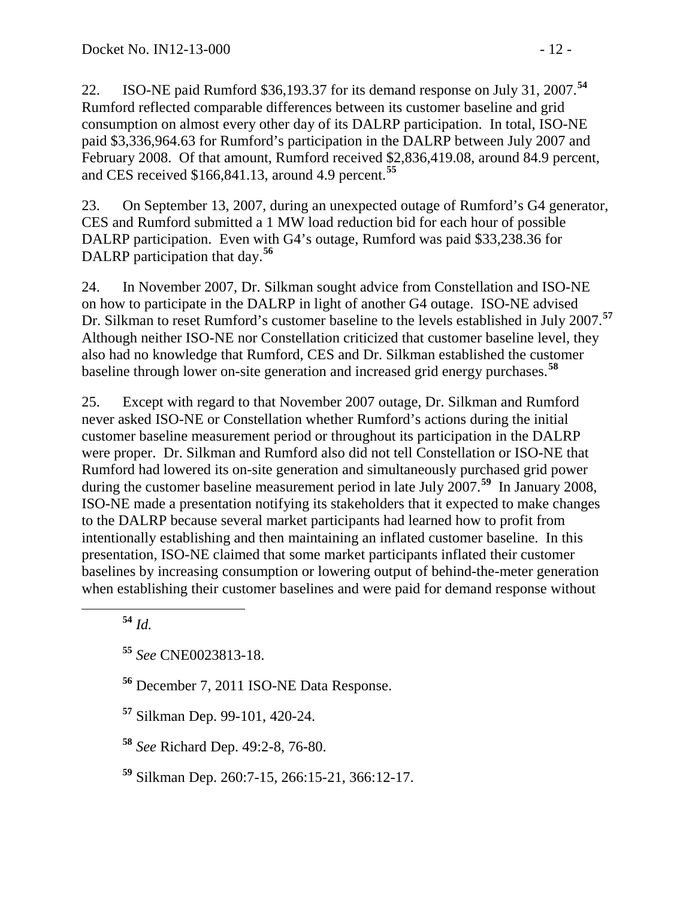22. ISO-NE paid Rumford $36,193.37 for its demand response on July 31, 2007.[54] Rumford reflected comparable differences between its customer baseline and grid consumption on almost every other day of its DALRP participation. In total, ISO-NE paid $3,336,964.63 for Rumford's participation in the DALRP between July 2007 and February 2008. Of that amount, Rumford received $2,836,419.08, around 84.9 percent, and CES received $166,841.13, around 4.9 percent.[55]

23. On September 13, 2007, during an unexpected outage of Rumford's G4 generator, CES and Rumford submitted a 1 MW load reduction bid for each hour of possible DALRP participation. Even with G4's outage, Rumford was paid $33,238.36 for DALRP participation that day.[56]

24. In November 2007, Dr. Silkman sought advice from Constellation and ISO-NE on how to participate in the DALRP in light of another G4 outage. ISO-NE advised Dr. Silkman to reset Rumford's customer baseline to the levels established in July 2007.[57] Although neither ISO-NE nor Constellation criticized that customer baseline level, they also had no knowledge that Rumford, CES and Dr. Silkman established the customer baseline through lower on-site generation and increased grid energy purchases.[58]

25. Except with regard to that November 2007 outage, Dr. Silkman and Rumford never asked ISO-NE or Constellation whether Rumford's actions during the initial customer baseline measurement period or throughout its participation in the DALRP were proper. Dr. Silkman and Rumford also did not tell Constellation or ISO-NE that Rumford had lowered its on-site generation and simultaneously purchased grid power during the customer baseline measurement period in late July 2007.[59] In January 2008, ISO-NE made a presentation notifying its stakeholders that it expected to make changes to the DALRP because several market participants had learned how to profit from intentionally establishing and then maintaining an inflated customer baseline. In this presentation, ISO-NE claimed that some market participants inflated their customer baselines by increasing consumption or lowering output of behind-the-meter generation when establishing their customer baselines and were paid for demand response without

[54] *Id.*

[55] *See* CNE0023813-18.

[56] December 7, 2011 ISO-NE Data Response.

[57] Silkman Dep. 99-101, 420-24.

[58] *See* Richard Dep. 49:2-8, 76-80.

[59] Silkman Dep. 260:7-15, 266:15-21, 366:12-17.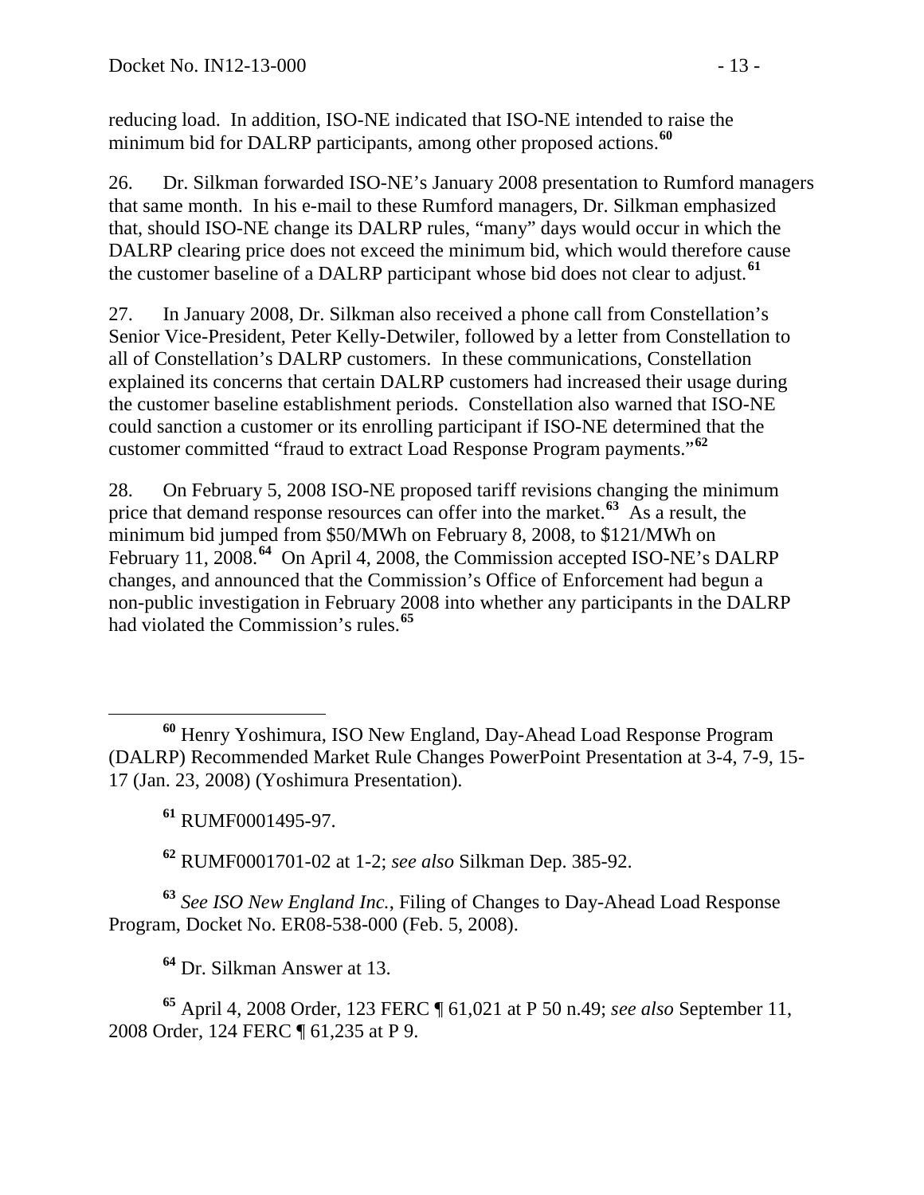reducing load. In addition, ISO-NE indicated that ISO-NE intended to raise the minimum bid for DALRP participants, among other proposed actions.[60]

26. Dr. Silkman forwarded ISO-NE's January 2008 presentation to Rumford managers that same month. In his e-mail to these Rumford managers, Dr. Silkman emphasized that, should ISO-NE change its DALRP rules, "many" days would occur in which the DALRP clearing price does not exceed the minimum bid, which would therefore cause the customer baseline of a DALRP participant whose bid does not clear to adjust.[61]

27. In January 2008, Dr. Silkman also received a phone call from Constellation's Senior Vice-President, Peter Kelly-Detwiler, followed by a letter from Constellation to all of Constellation's DALRP customers. In these communications, Constellation explained its concerns that certain DALRP customers had increased their usage during the customer baseline establishment periods. Constellation also warned that ISO-NE could sanction a customer or its enrolling participant if ISO-NE determined that the customer committed "fraud to extract Load Response Program payments."[62]

28. On February 5, 2008 ISO-NE proposed tariff revisions changing the minimum price that demand response resources can offer into the market.[63] As a result, the minimum bid jumped from $50/MWh on February 8, 2008, to $121/MWh on February 11, 2008.[64] On April 4, 2008, the Commission accepted ISO-NE's DALRP changes, and announced that the Commission's Office of Enforcement had begun a non-public investigation in February 2008 into whether any participants in the DALRP had violated the Commission's rules.[65]

---

[60] Henry Yoshimura, ISO New England, Day-Ahead Load Response Program (DALRP) Recommended Market Rule Changes PowerPoint Presentation at 3-4, 7-9, 15-17 (Jan. 23, 2008) (Yoshimura Presentation).

[61] RUMF0001495-97.

[62] RUMF0001701-02 at 1-2; *see also* Silkman Dep. 385-92.

[63] *See ISO New England Inc.*, Filing of Changes to Day-Ahead Load Response Program, Docket No. ER08-538-000 (Feb. 5, 2008).

[64] Dr. Silkman Answer at 13.

[65] April 4, 2008 Order, 123 FERC ¶ 61,021 at P 50 n.49; *see also* September 11, 2008 Order, 124 FERC ¶ 61,235 at P 9.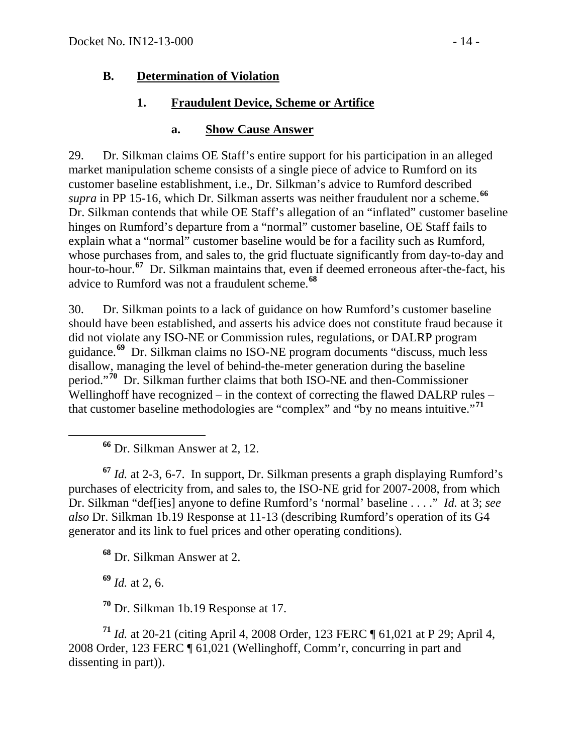### B. Determination of Violation

#### 1. Fraudulent Device, Scheme or Artifice

##### a. Show Cause Answer

29. Dr. Silkman claims OE Staff's entire support for his participation in an alleged market manipulation scheme consists of a single piece of advice to Rumford on its customer baseline establishment, i.e., Dr. Silkman's advice to Rumford described *supra* in PP 15-16, which Dr. Silkman asserts was neither fraudulent nor a scheme.[66] Dr. Silkman contends that while OE Staff's allegation of an "inflated" customer baseline hinges on Rumford's departure from a "normal" customer baseline, OE Staff fails to explain what a "normal" customer baseline would be for a facility such as Rumford, whose purchases from, and sales to, the grid fluctuate significantly from day-to-day and hour-to-hour.[67] Dr. Silkman maintains that, even if deemed erroneous after-the-fact, his advice to Rumford was not a fraudulent scheme.[68]

30. Dr. Silkman points to a lack of guidance on how Rumford's customer baseline should have been established, and asserts his advice does not constitute fraud because it did not violate any ISO-NE or Commission rules, regulations, or DALRP program guidance.[69] Dr. Silkman claims no ISO-NE program documents "discuss, much less disallow, managing the level of behind-the-meter generation during the baseline period."[70] Dr. Silkman further claims that both ISO-NE and then-Commissioner Wellinghoff have recognized – in the context of correcting the flawed DALRP rules – that customer baseline methodologies are "complex" and "by no means intuitive."[71]

---

[66] Dr. Silkman Answer at 2, 12.

[67] *Id.* at 2-3, 6-7. In support, Dr. Silkman presents a graph displaying Rumford's purchases of electricity from, and sales to, the ISO-NE grid for 2007-2008, from which Dr. Silkman "def[ies] anyone to define Rumford's 'normal' baseline . . . ." *Id.* at 3; *see also* Dr. Silkman 1b.19 Response at 11-13 (describing Rumford's operation of its G4 generator and its link to fuel prices and other operating conditions).

[68] Dr. Silkman Answer at 2.

[69] *Id.* at 2, 6.

[70] Dr. Silkman 1b.19 Response at 17.

[71] *Id.* at 20-21 (citing April 4, 2008 Order, 123 FERC ¶ 61,021 at P 29; April 4, 2008 Order, 123 FERC ¶ 61,021 (Wellinghoff, Comm'r, concurring in part and dissenting in part)).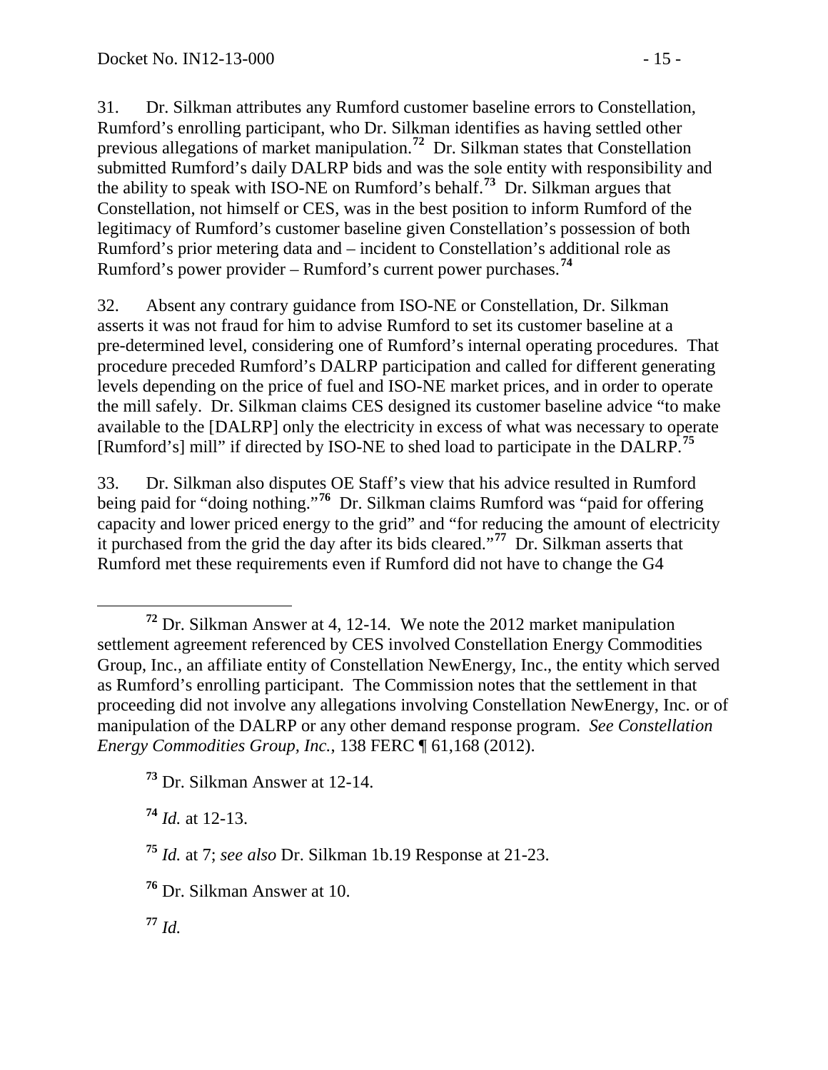31. Dr. Silkman attributes any Rumford customer baseline errors to Constellation, Rumford's enrolling participant, who Dr. Silkman identifies as having settled other previous allegations of market manipulation.[72] Dr. Silkman states that Constellation submitted Rumford's daily DALRP bids and was the sole entity with responsibility and the ability to speak with ISO-NE on Rumford's behalf.[73] Dr. Silkman argues that Constellation, not himself or CES, was in the best position to inform Rumford of the legitimacy of Rumford's customer baseline given Constellation's possession of both Rumford's prior metering data and – incident to Constellation's additional role as Rumford's power provider – Rumford's current power purchases.[74]

32. Absent any contrary guidance from ISO-NE or Constellation, Dr. Silkman asserts it was not fraud for him to advise Rumford to set its customer baseline at a pre-determined level, considering one of Rumford's internal operating procedures. That procedure preceded Rumford's DALRP participation and called for different generating levels depending on the price of fuel and ISO-NE market prices, and in order to operate the mill safely. Dr. Silkman claims CES designed its customer baseline advice "to make available to the [DALRP] only the electricity in excess of what was necessary to operate [Rumford's] mill" if directed by ISO-NE to shed load to participate in the DALRP.[75]

33. Dr. Silkman also disputes OE Staff's view that his advice resulted in Rumford being paid for "doing nothing."[76] Dr. Silkman claims Rumford was "paid for offering capacity and lower priced energy to the grid" and "for reducing the amount of electricity it purchased from the grid the day after its bids cleared."[77] Dr. Silkman asserts that Rumford met these requirements even if Rumford did not have to change the G4

---

[72] Dr. Silkman Answer at 4, 12-14. We note the 2012 market manipulation settlement agreement referenced by CES involved Constellation Energy Commodities Group, Inc., an affiliate entity of Constellation NewEnergy, Inc., the entity which served as Rumford's enrolling participant. The Commission notes that the settlement in that proceeding did not involve any allegations involving Constellation NewEnergy, Inc. or of manipulation of the DALRP or any other demand response program. *See Constellation Energy Commodities Group, Inc.*, 138 FERC ¶ 61,168 (2012).

[73] Dr. Silkman Answer at 12-14.

[74] *Id.* at 12-13.

[75] *Id.* at 7; *see also* Dr. Silkman 1b.19 Response at 21-23.

[76] Dr. Silkman Answer at 10.

[77] *Id.*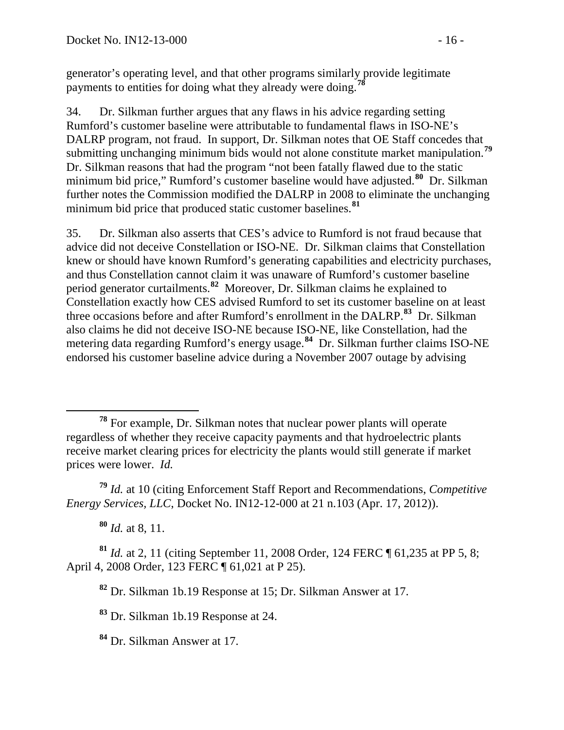generator's operating level, and that other programs similarly provide legitimate payments to entities for doing what they already were doing.[78]

34. Dr. Silkman further argues that any flaws in his advice regarding setting Rumford's customer baseline were attributable to fundamental flaws in ISO-NE's DALRP program, not fraud. In support, Dr. Silkman notes that OE Staff concedes that submitting unchanging minimum bids would not alone constitute market manipulation.[79] Dr. Silkman reasons that had the program "not been fatally flawed due to the static minimum bid price," Rumford's customer baseline would have adjusted.[80] Dr. Silkman further notes the Commission modified the DALRP in 2008 to eliminate the unchanging minimum bid price that produced static customer baselines.[81]

35. Dr. Silkman also asserts that CES's advice to Rumford is not fraud because that advice did not deceive Constellation or ISO-NE. Dr. Silkman claims that Constellation knew or should have known Rumford's generating capabilities and electricity purchases, and thus Constellation cannot claim it was unaware of Rumford's customer baseline period generator curtailments.[82] Moreover, Dr. Silkman claims he explained to Constellation exactly how CES advised Rumford to set its customer baseline on at least three occasions before and after Rumford's enrollment in the DALRP.[83] Dr. Silkman also claims he did not deceive ISO-NE because ISO-NE, like Constellation, had the metering data regarding Rumford's energy usage.[84] Dr. Silkman further claims ISO-NE endorsed his customer baseline advice during a November 2007 outage by advising

---

[78] For example, Dr. Silkman notes that nuclear power plants will operate regardless of whether they receive capacity payments and that hydroelectric plants receive market clearing prices for electricity the plants would still generate if market prices were lower. *Id.*

[79] *Id.* at 10 (citing Enforcement Staff Report and Recommendations, *Competitive Energy Services, LLC*, Docket No. IN12-12-000 at 21 n.103 (Apr. 17, 2012)).

[80] *Id.* at 8, 11.

[81] *Id.* at 2, 11 (citing September 11, 2008 Order, 124 FERC ¶ 61,235 at PP 5, 8; April 4, 2008 Order, 123 FERC ¶ 61,021 at P 25).

[82] Dr. Silkman 1b.19 Response at 15; Dr. Silkman Answer at 17.

[83] Dr. Silkman 1b.19 Response at 24.

[84] Dr. Silkman Answer at 17.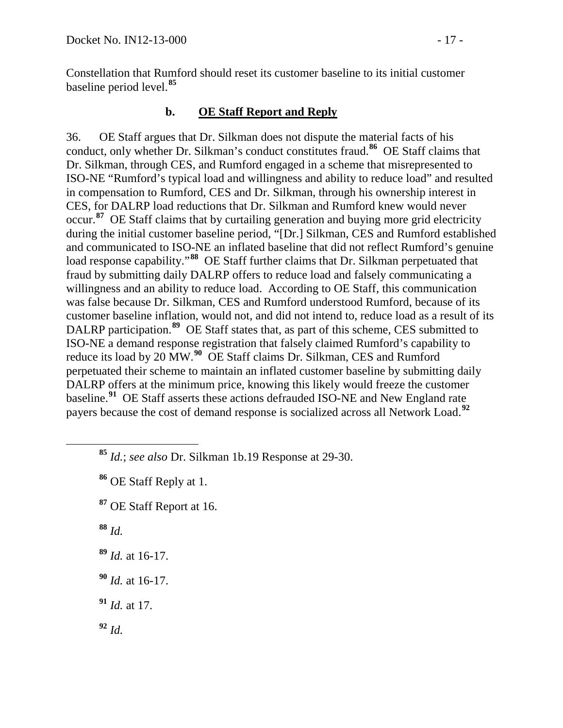Constellation that Rumford should reset its customer baseline to its initial customer baseline period level.[85]

### b. OE Staff Report and Reply

36. OE Staff argues that Dr. Silkman does not dispute the material facts of his conduct, only whether Dr. Silkman's conduct constitutes fraud.[86] OE Staff claims that Dr. Silkman, through CES, and Rumford engaged in a scheme that misrepresented to ISO-NE "Rumford's typical load and willingness and ability to reduce load" and resulted in compensation to Rumford, CES and Dr. Silkman, through his ownership interest in CES, for DALRP load reductions that Dr. Silkman and Rumford knew would never occur.[87] OE Staff claims that by curtailing generation and buying more grid electricity during the initial customer baseline period, "[Dr.] Silkman, CES and Rumford established and communicated to ISO-NE an inflated baseline that did not reflect Rumford's genuine load response capability."[88] OE Staff further claims that Dr. Silkman perpetuated that fraud by submitting daily DALRP offers to reduce load and falsely communicating a willingness and an ability to reduce load. According to OE Staff, this communication was false because Dr. Silkman, CES and Rumford understood Rumford, because of its customer baseline inflation, would not, and did not intend to, reduce load as a result of its DALRP participation.[89] OE Staff states that, as part of this scheme, CES submitted to ISO-NE a demand response registration that falsely claimed Rumford's capability to reduce its load by 20 MW.[90] OE Staff claims Dr. Silkman, CES and Rumford perpetuated their scheme to maintain an inflated customer baseline by submitting daily DALRP offers at the minimum price, knowing this likely would freeze the customer baseline.[91] OE Staff asserts these actions defrauded ISO-NE and New England rate payers because the cost of demand response is socialized across all Network Load.[92]

---

[85] *Id.*; *see also* Dr. Silkman 1b.19 Response at 29-30.

[86] OE Staff Reply at 1.

[87] OE Staff Report at 16.

[88] *Id.*

[89] *Id.* at 16-17.

[90] *Id.* at 16-17.

[91] *Id.* at 17.

[92] *Id.*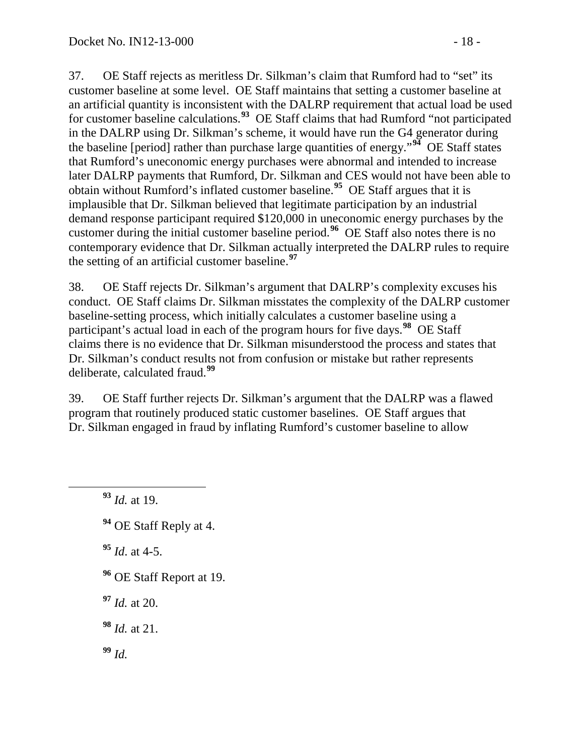37. OE Staff rejects as meritless Dr. Silkman's claim that Rumford had to "set" its customer baseline at some level. OE Staff maintains that setting a customer baseline at an artificial quantity is inconsistent with the DALRP requirement that actual load be used for customer baseline calculations.[93] OE Staff claims that had Rumford "not participated in the DALRP using Dr. Silkman's scheme, it would have run the G4 generator during the baseline [period] rather than purchase large quantities of energy."[94] OE Staff states that Rumford's uneconomic energy purchases were abnormal and intended to increase later DALRP payments that Rumford, Dr. Silkman and CES would not have been able to obtain without Rumford's inflated customer baseline.[95] OE Staff argues that it is implausible that Dr. Silkman believed that legitimate participation by an industrial demand response participant required $120,000 in uneconomic energy purchases by the customer during the initial customer baseline period.[96] OE Staff also notes there is no contemporary evidence that Dr. Silkman actually interpreted the DALRP rules to require the setting of an artificial customer baseline.[97]

38. OE Staff rejects Dr. Silkman's argument that DALRP's complexity excuses his conduct. OE Staff claims Dr. Silkman misstates the complexity of the DALRP customer baseline-setting process, which initially calculates a customer baseline using a participant's actual load in each of the program hours for five days.[98] OE Staff claims there is no evidence that Dr. Silkman misunderstood the process and states that Dr. Silkman's conduct results not from confusion or mistake but rather represents deliberate, calculated fraud.[99]

39. OE Staff further rejects Dr. Silkman's argument that the DALRP was a flawed program that routinely produced static customer baselines. OE Staff argues that Dr. Silkman engaged in fraud by inflating Rumford's customer baseline to allow

---

[93] *Id.* at 19.

[94] OE Staff Reply at 4.

[95] *Id*. at 4-5.

[96] OE Staff Report at 19.

[97] *Id.* at 20.

[98] *Id.* at 21.

[99] *Id.*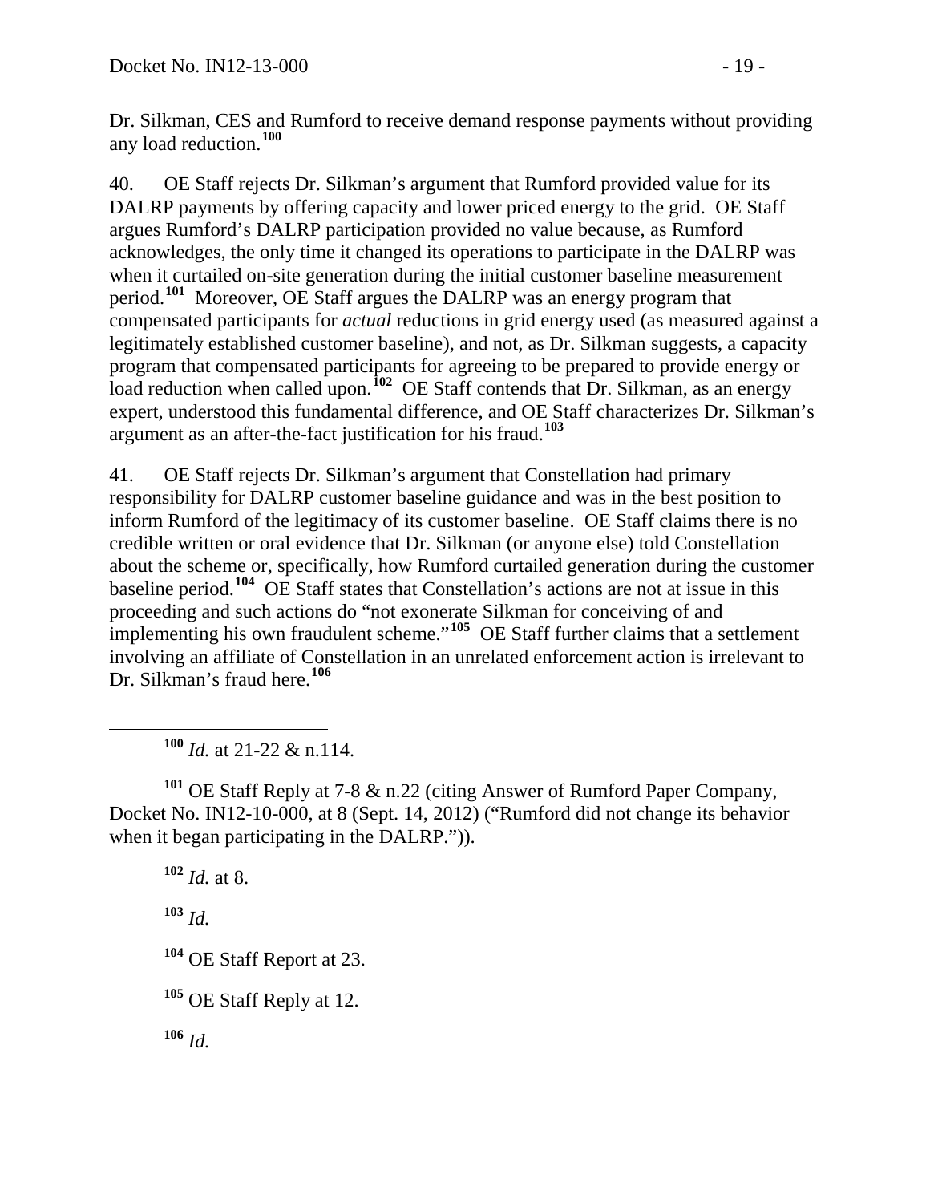Dr. Silkman, CES and Rumford to receive demand response payments without providing any load reduction.[100]

40. OE Staff rejects Dr. Silkman's argument that Rumford provided value for its DALRP payments by offering capacity and lower priced energy to the grid. OE Staff argues Rumford's DALRP participation provided no value because, as Rumford acknowledges, the only time it changed its operations to participate in the DALRP was when it curtailed on-site generation during the initial customer baseline measurement period.[101] Moreover, OE Staff argues the DALRP was an energy program that compensated participants for *actual* reductions in grid energy used (as measured against a legitimately established customer baseline), and not, as Dr. Silkman suggests, a capacity program that compensated participants for agreeing to be prepared to provide energy or load reduction when called upon.[102] OE Staff contends that Dr. Silkman, as an energy expert, understood this fundamental difference, and OE Staff characterizes Dr. Silkman's argument as an after-the-fact justification for his fraud.[103]

41. OE Staff rejects Dr. Silkman's argument that Constellation had primary responsibility for DALRP customer baseline guidance and was in the best position to inform Rumford of the legitimacy of its customer baseline. OE Staff claims there is no credible written or oral evidence that Dr. Silkman (or anyone else) told Constellation about the scheme or, specifically, how Rumford curtailed generation during the customer baseline period.[104] OE Staff states that Constellation's actions are not at issue in this proceeding and such actions do "not exonerate Silkman for conceiving of and implementing his own fraudulent scheme."[105] OE Staff further claims that a settlement involving an affiliate of Constellation in an unrelated enforcement action is irrelevant to Dr. Silkman's fraud here.[106]

---

[100] *Id.* at 21-22 & n.114.

[101] OE Staff Reply at 7-8 & n.22 (citing Answer of Rumford Paper Company, Docket No. IN12-10-000, at 8 (Sept. 14, 2012) ("Rumford did not change its behavior when it began participating in the DALRP.")).

[102] *Id.* at 8.

[103] *Id.*

[104] OE Staff Report at 23.

[105] OE Staff Reply at 12.

[106] *Id.*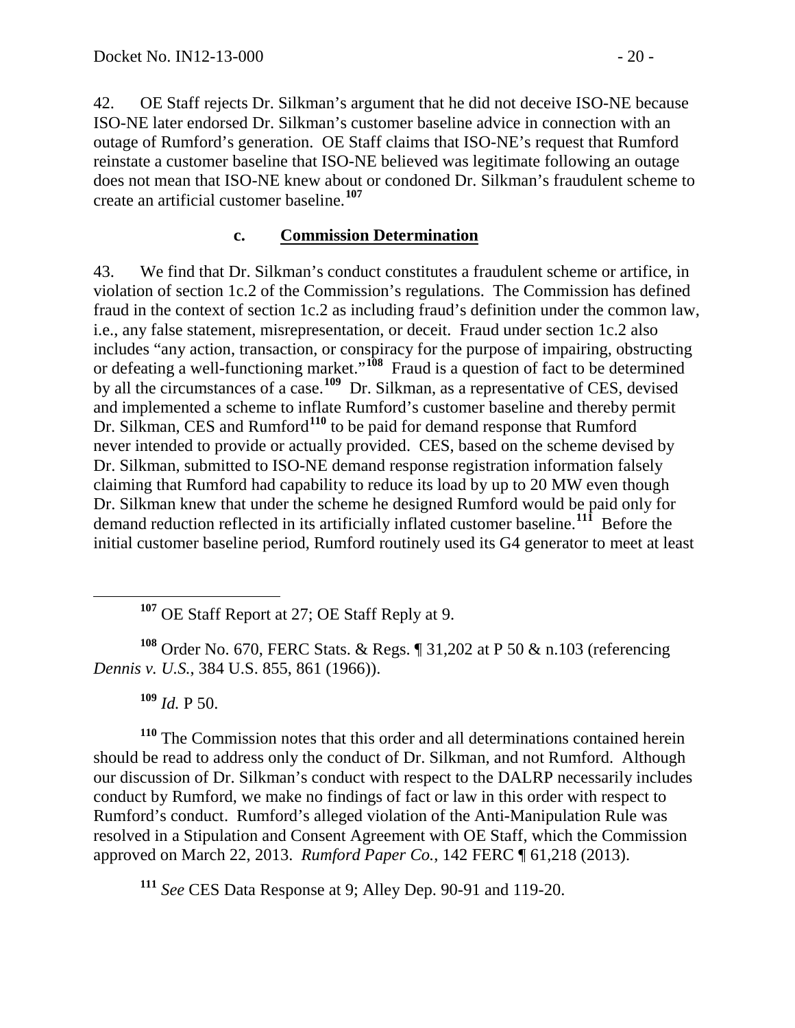42. OE Staff rejects Dr. Silkman's argument that he did not deceive ISO-NE because ISO-NE later endorsed Dr. Silkman's customer baseline advice in connection with an outage of Rumford's generation. OE Staff claims that ISO-NE's request that Rumford reinstate a customer baseline that ISO-NE believed was legitimate following an outage does not mean that ISO-NE knew about or condoned Dr. Silkman's fraudulent scheme to create an artificial customer baseline.[107]

### c. Commission Determination

43. We find that Dr. Silkman's conduct constitutes a fraudulent scheme or artifice, in violation of section 1c.2 of the Commission's regulations. The Commission has defined fraud in the context of section 1c.2 as including fraud's definition under the common law, i.e., any false statement, misrepresentation, or deceit. Fraud under section 1c.2 also includes "any action, transaction, or conspiracy for the purpose of impairing, obstructing or defeating a well-functioning market."[108] Fraud is a question of fact to be determined by all the circumstances of a case.[109] Dr. Silkman, as a representative of CES, devised and implemented a scheme to inflate Rumford's customer baseline and thereby permit Dr. Silkman, CES and Rumford[110] to be paid for demand response that Rumford never intended to provide or actually provided. CES, based on the scheme devised by Dr. Silkman, submitted to ISO-NE demand response registration information falsely claiming that Rumford had capability to reduce its load by up to 20 MW even though Dr. Silkman knew that under the scheme he designed Rumford would be paid only for demand reduction reflected in its artificially inflated customer baseline.[111] Before the initial customer baseline period, Rumford routinely used its G4 generator to meet at least

---

[107] OE Staff Report at 27; OE Staff Reply at 9.

[108] Order No. 670, FERC Stats. & Regs. ¶ 31,202 at P 50 & n.103 (referencing *Dennis v. U.S.*, 384 U.S. 855, 861 (1966)).

[109] *Id.* P 50.

[110] The Commission notes that this order and all determinations contained herein should be read to address only the conduct of Dr. Silkman, and not Rumford. Although our discussion of Dr. Silkman's conduct with respect to the DALRP necessarily includes conduct by Rumford, we make no findings of fact or law in this order with respect to Rumford's conduct. Rumford's alleged violation of the Anti-Manipulation Rule was resolved in a Stipulation and Consent Agreement with OE Staff, which the Commission approved on March 22, 2013. *Rumford Paper Co.*, 142 FERC ¶ 61,218 (2013).

[111] *See* CES Data Response at 9; Alley Dep. 90-91 and 119-20.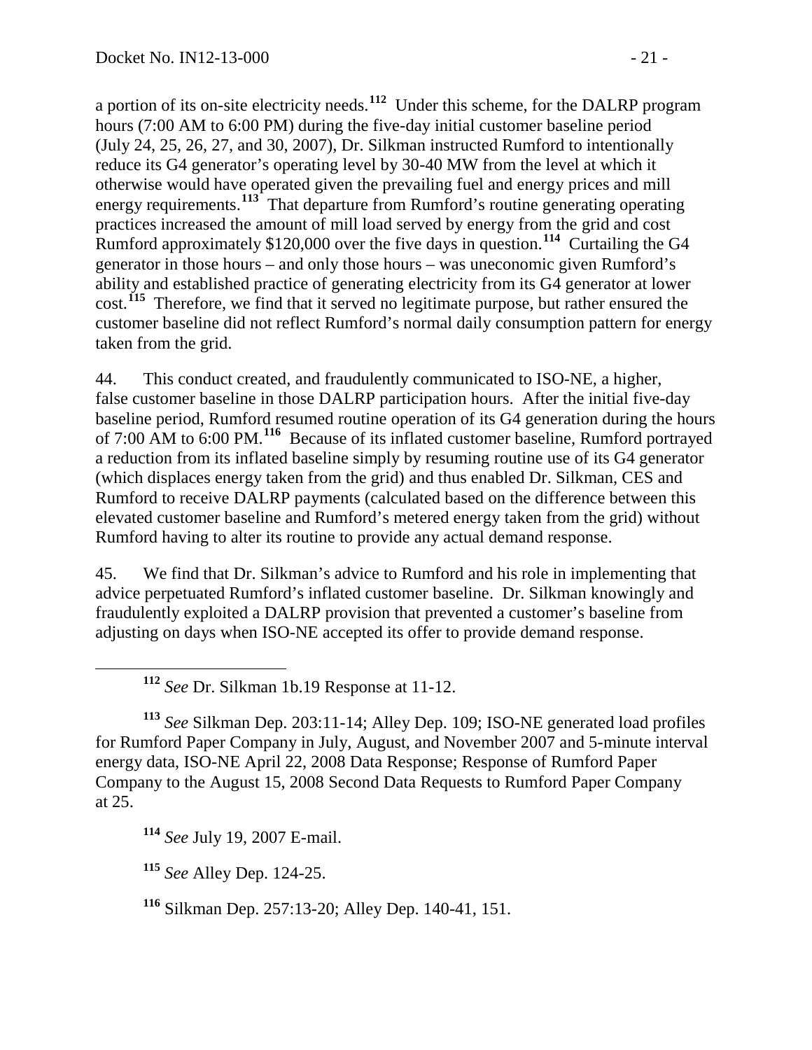a portion of its on-site electricity needs.[112] Under this scheme, for the DALRP program hours (7:00 AM to 6:00 PM) during the five-day initial customer baseline period (July 24, 25, 26, 27, and 30, 2007), Dr. Silkman instructed Rumford to intentionally reduce its G4 generator's operating level by 30-40 MW from the level at which it otherwise would have operated given the prevailing fuel and energy prices and mill energy requirements.[113] That departure from Rumford's routine generating operating practices increased the amount of mill load served by energy from the grid and cost Rumford approximately $120,000 over the five days in question.[114] Curtailing the G4 generator in those hours – and only those hours – was uneconomic given Rumford's ability and established practice of generating electricity from its G4 generator at lower cost.[115] Therefore, we find that it served no legitimate purpose, but rather ensured the customer baseline did not reflect Rumford's normal daily consumption pattern for energy taken from the grid.

44. This conduct created, and fraudulently communicated to ISO-NE, a higher, false customer baseline in those DALRP participation hours. After the initial five-day baseline period, Rumford resumed routine operation of its G4 generation during the hours of 7:00 AM to 6:00 PM.[116] Because of its inflated customer baseline, Rumford portrayed a reduction from its inflated baseline simply by resuming routine use of its G4 generator (which displaces energy taken from the grid) and thus enabled Dr. Silkman, CES and Rumford to receive DALRP payments (calculated based on the difference between this elevated customer baseline and Rumford's metered energy taken from the grid) without Rumford having to alter its routine to provide any actual demand response.

45. We find that Dr. Silkman's advice to Rumford and his role in implementing that advice perpetuated Rumford's inflated customer baseline. Dr. Silkman knowingly and fraudulently exploited a DALRP provision that prevented a customer's baseline from adjusting on days when ISO-NE accepted its offer to provide demand response.

---

[112] *See* Dr. Silkman 1b.19 Response at 11-12.

[113] *See* Silkman Dep. 203:11-14; Alley Dep. 109; ISO-NE generated load profiles for Rumford Paper Company in July, August, and November 2007 and 5-minute interval energy data, ISO-NE April 22, 2008 Data Response; Response of Rumford Paper Company to the August 15, 2008 Second Data Requests to Rumford Paper Company at 25.

[114] *See* July 19, 2007 E-mail.

[115] *See* Alley Dep. 124-25.

[116] Silkman Dep. 257:13-20; Alley Dep. 140-41, 151.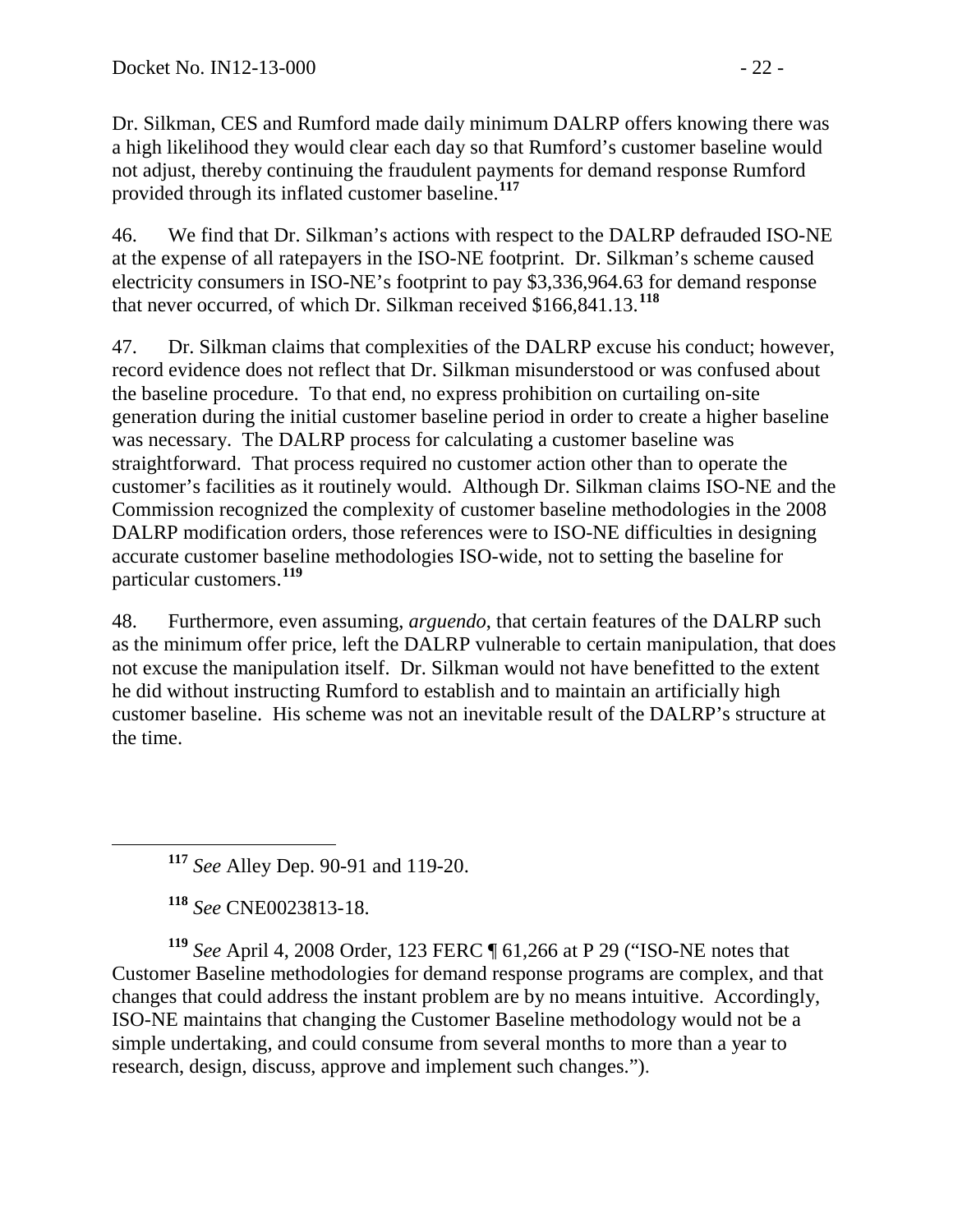Dr. Silkman, CES and Rumford made daily minimum DALRP offers knowing there was a high likelihood they would clear each day so that Rumford's customer baseline would not adjust, thereby continuing the fraudulent payments for demand response Rumford provided through its inflated customer baseline.[117]

46. We find that Dr. Silkman's actions with respect to the DALRP defrauded ISO-NE at the expense of all ratepayers in the ISO-NE footprint. Dr. Silkman's scheme caused electricity consumers in ISO-NE's footprint to pay $3,336,964.63 for demand response that never occurred, of which Dr. Silkman received $166,841.13.[118]

47. Dr. Silkman claims that complexities of the DALRP excuse his conduct; however, record evidence does not reflect that Dr. Silkman misunderstood or was confused about the baseline procedure. To that end, no express prohibition on curtailing on-site generation during the initial customer baseline period in order to create a higher baseline was necessary. The DALRP process for calculating a customer baseline was straightforward. That process required no customer action other than to operate the customer's facilities as it routinely would. Although Dr. Silkman claims ISO-NE and the Commission recognized the complexity of customer baseline methodologies in the 2008 DALRP modification orders, those references were to ISO-NE difficulties in designing accurate customer baseline methodologies ISO-wide, not to setting the baseline for particular customers.[119]

48. Furthermore, even assuming, *arguendo*, that certain features of the DALRP such as the minimum offer price, left the DALRP vulnerable to certain manipulation, that does not excuse the manipulation itself. Dr. Silkman would not have benefitted to the extent he did without instructing Rumford to establish and to maintain an artificially high customer baseline. His scheme was not an inevitable result of the DALRP's structure at the time.

---

[117] *See* Alley Dep. 90-91 and 119-20.

[118] *See* CNE0023813-18.

[119] *See* April 4, 2008 Order, 123 FERC ¶ 61,266 at P 29 ("ISO-NE notes that Customer Baseline methodologies for demand response programs are complex, and that changes that could address the instant problem are by no means intuitive. Accordingly, ISO-NE maintains that changing the Customer Baseline methodology would not be a simple undertaking, and could consume from several months to more than a year to research, design, discuss, approve and implement such changes.").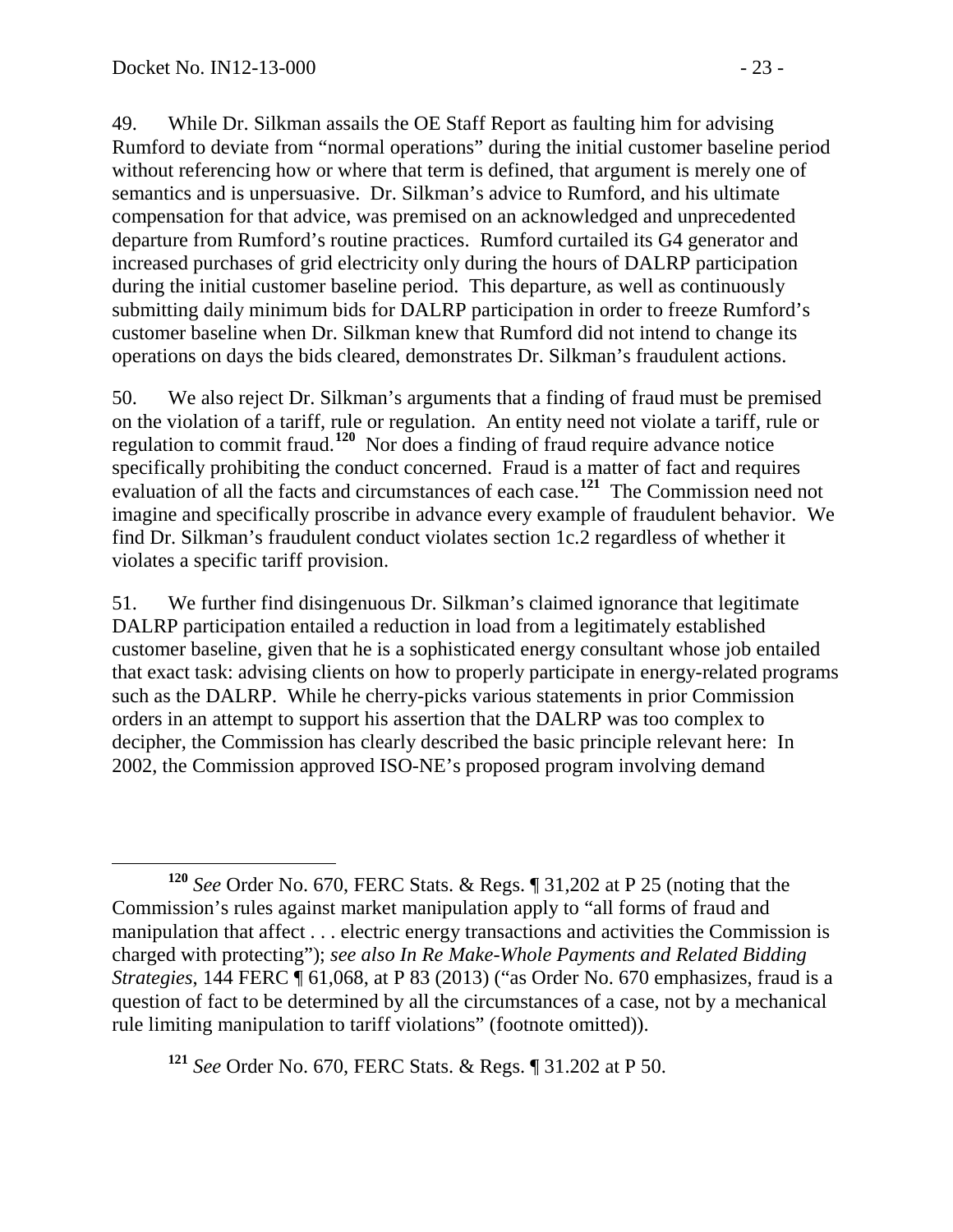49. While Dr. Silkman assails the OE Staff Report as faulting him for advising Rumford to deviate from "normal operations" during the initial customer baseline period without referencing how or where that term is defined, that argument is merely one of semantics and is unpersuasive. Dr. Silkman's advice to Rumford, and his ultimate compensation for that advice, was premised on an acknowledged and unprecedented departure from Rumford's routine practices. Rumford curtailed its G4 generator and increased purchases of grid electricity only during the hours of DALRP participation during the initial customer baseline period. This departure, as well as continuously submitting daily minimum bids for DALRP participation in order to freeze Rumford's customer baseline when Dr. Silkman knew that Rumford did not intend to change its operations on days the bids cleared, demonstrates Dr. Silkman's fraudulent actions.

50. We also reject Dr. Silkman's arguments that a finding of fraud must be premised on the violation of a tariff, rule or regulation. An entity need not violate a tariff, rule or regulation to commit fraud.[120] Nor does a finding of fraud require advance notice specifically prohibiting the conduct concerned. Fraud is a matter of fact and requires evaluation of all the facts and circumstances of each case.[121] The Commission need not imagine and specifically proscribe in advance every example of fraudulent behavior. We find Dr. Silkman's fraudulent conduct violates section 1c.2 regardless of whether it violates a specific tariff provision.

51. We further find disingenuous Dr. Silkman's claimed ignorance that legitimate DALRP participation entailed a reduction in load from a legitimately established customer baseline, given that he is a sophisticated energy consultant whose job entailed that exact task: advising clients on how to properly participate in energy-related programs such as the DALRP. While he cherry-picks various statements in prior Commission orders in an attempt to support his assertion that the DALRP was too complex to decipher, the Commission has clearly described the basic principle relevant here: In 2002, the Commission approved ISO-NE's proposed program involving demand

---

[120] *See* Order No. 670, FERC Stats. & Regs. ¶ 31,202 at P 25 (noting that the Commission's rules against market manipulation apply to "all forms of fraud and manipulation that affect . . . electric energy transactions and activities the Commission is charged with protecting"); *see also In Re Make-Whole Payments and Related Bidding Strategies*, 144 FERC ¶ 61,068, at P 83 (2013) ("as Order No. 670 emphasizes, fraud is a question of fact to be determined by all the circumstances of a case, not by a mechanical rule limiting manipulation to tariff violations" (footnote omitted)).

[121] *See* Order No. 670, FERC Stats. & Regs. ¶ 31.202 at P 50.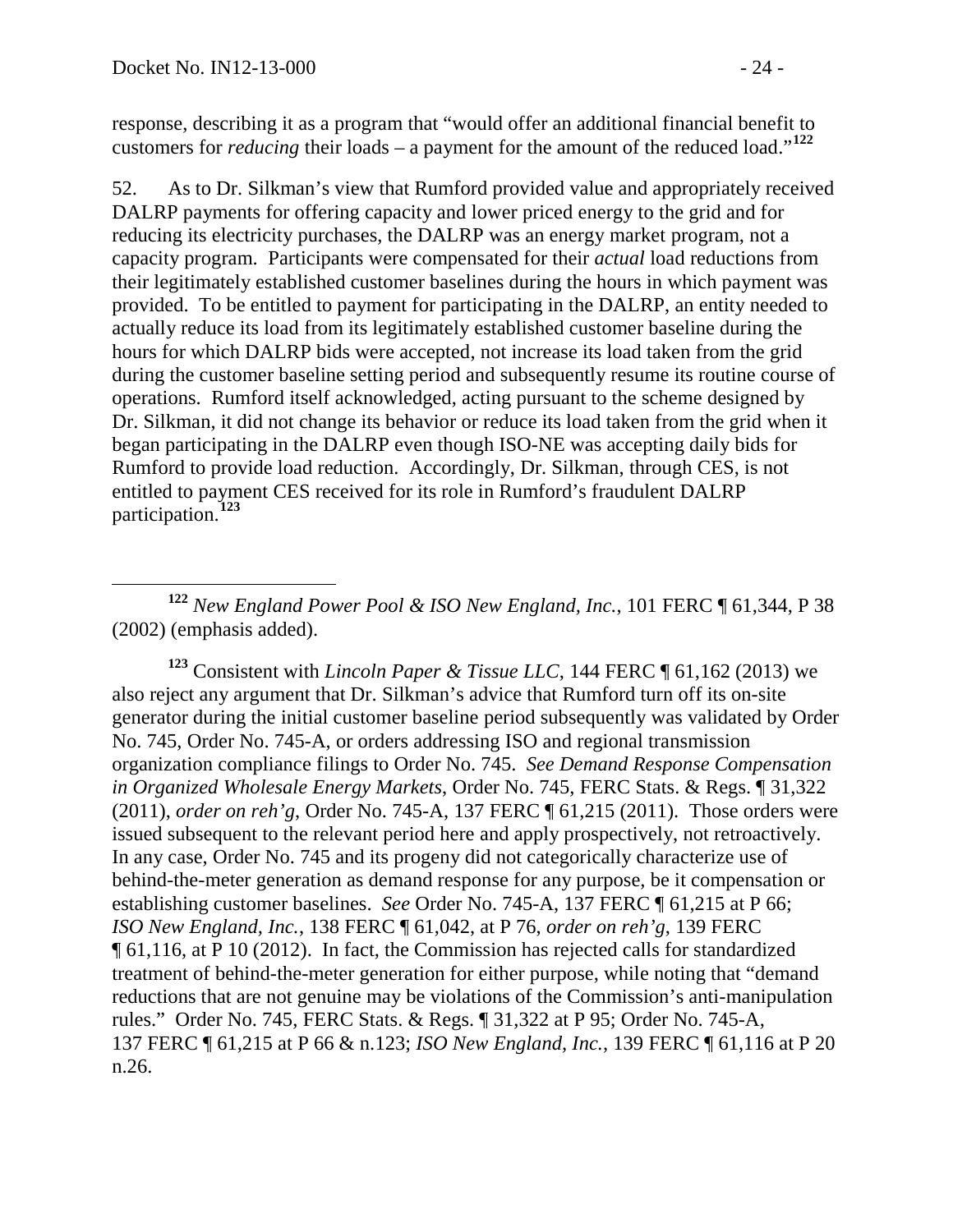response, describing it as a program that "would offer an additional financial benefit to customers for *reducing* their loads – a payment for the amount of the reduced load."[122]

52. As to Dr. Silkman's view that Rumford provided value and appropriately received DALRP payments for offering capacity and lower priced energy to the grid and for reducing its electricity purchases, the DALRP was an energy market program, not a capacity program. Participants were compensated for their *actual* load reductions from their legitimately established customer baselines during the hours in which payment was provided. To be entitled to payment for participating in the DALRP, an entity needed to actually reduce its load from its legitimately established customer baseline during the hours for which DALRP bids were accepted, not increase its load taken from the grid during the customer baseline setting period and subsequently resume its routine course of operations. Rumford itself acknowledged, acting pursuant to the scheme designed by Dr. Silkman, it did not change its behavior or reduce its load taken from the grid when it began participating in the DALRP even though ISO-NE was accepting daily bids for Rumford to provide load reduction. Accordingly, Dr. Silkman, through CES, is not entitled to payment CES received for its role in Rumford's fraudulent DALRP participation.[123]

---

[122] *New England Power Pool & ISO New England, Inc.*, 101 FERC ¶ 61,344, P 38 (2002) (emphasis added).

[123] Consistent with *Lincoln Paper & Tissue LLC*, 144 FERC ¶ 61,162 (2013) we also reject any argument that Dr. Silkman's advice that Rumford turn off its on-site generator during the initial customer baseline period subsequently was validated by Order No. 745, Order No. 745-A, or orders addressing ISO and regional transmission organization compliance filings to Order No. 745. *See Demand Response Compensation in Organized Wholesale Energy Markets*, Order No. 745, FERC Stats. & Regs. ¶ 31,322 (2011), *order on reh'g*, Order No. 745-A, 137 FERC ¶ 61,215 (2011). Those orders were issued subsequent to the relevant period here and apply prospectively, not retroactively. In any case, Order No. 745 and its progeny did not categorically characterize use of behind-the-meter generation as demand response for any purpose, be it compensation or establishing customer baselines. *See* Order No. 745-A, 137 FERC ¶ 61,215 at P 66; *ISO New England, Inc.*, 138 FERC ¶ 61,042, at P 76, *order on reh'g*, 139 FERC ¶ 61,116, at P 10 (2012). In fact, the Commission has rejected calls for standardized treatment of behind-the-meter generation for either purpose, while noting that "demand reductions that are not genuine may be violations of the Commission's anti-manipulation rules." Order No. 745, FERC Stats. & Regs. ¶ 31,322 at P 95; Order No. 745-A, 137 FERC ¶ 61,215 at P 66 & n.123; *ISO New England, Inc.*, 139 FERC ¶ 61,116 at P 20 n.26.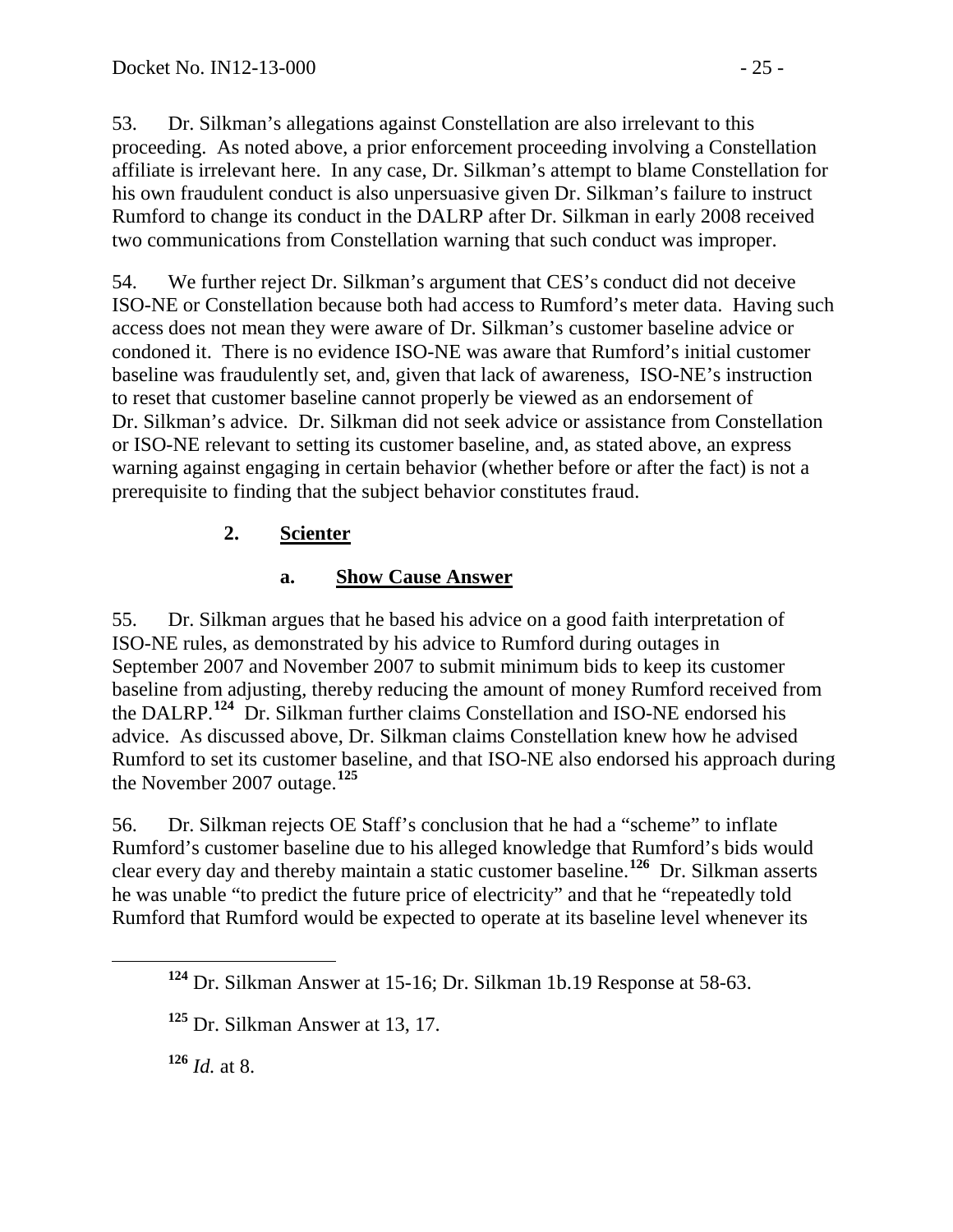53. Dr. Silkman's allegations against Constellation are also irrelevant to this proceeding. As noted above, a prior enforcement proceeding involving a Constellation affiliate is irrelevant here. In any case, Dr. Silkman's attempt to blame Constellation for his own fraudulent conduct is also unpersuasive given Dr. Silkman's failure to instruct Rumford to change its conduct in the DALRP after Dr. Silkman in early 2008 received two communications from Constellation warning that such conduct was improper.

54. We further reject Dr. Silkman's argument that CES's conduct did not deceive ISO-NE or Constellation because both had access to Rumford's meter data. Having such access does not mean they were aware of Dr. Silkman's customer baseline advice or condoned it. There is no evidence ISO-NE was aware that Rumford's initial customer baseline was fraudulently set, and, given that lack of awareness, ISO-NE's instruction to reset that customer baseline cannot properly be viewed as an endorsement of Dr. Silkman's advice. Dr. Silkman did not seek advice or assistance from Constellation or ISO-NE relevant to setting its customer baseline, and, as stated above, an express warning against engaging in certain behavior (whether before or after the fact) is not a prerequisite to finding that the subject behavior constitutes fraud.

### 2. Scienter

#### a. Show Cause Answer

55. Dr. Silkman argues that he based his advice on a good faith interpretation of ISO-NE rules, as demonstrated by his advice to Rumford during outages in September 2007 and November 2007 to submit minimum bids to keep its customer baseline from adjusting, thereby reducing the amount of money Rumford received from the DALRP.[124] Dr. Silkman further claims Constellation and ISO-NE endorsed his advice. As discussed above, Dr. Silkman claims Constellation knew how he advised Rumford to set its customer baseline, and that ISO-NE also endorsed his approach during the November 2007 outage.[125]

56. Dr. Silkman rejects OE Staff's conclusion that he had a "scheme" to inflate Rumford's customer baseline due to his alleged knowledge that Rumford's bids would clear every day and thereby maintain a static customer baseline.[126] Dr. Silkman asserts he was unable "to predict the future price of electricity" and that he "repeatedly told Rumford that Rumford would be expected to operate at its baseline level whenever its

---

[124] Dr. Silkman Answer at 15-16; Dr. Silkman 1b.19 Response at 58-63.

[125] Dr. Silkman Answer at 13, 17.

[126] *Id.* at 8.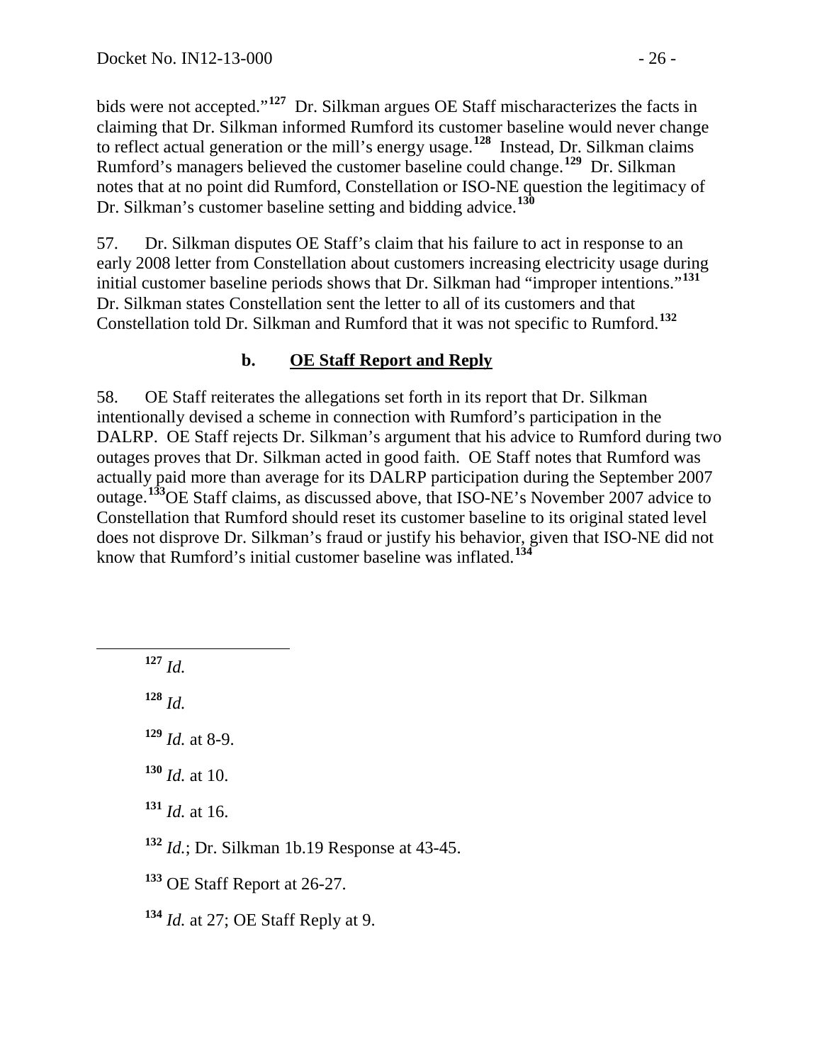bids were not accepted."[127] Dr. Silkman argues OE Staff mischaracterizes the facts in claiming that Dr. Silkman informed Rumford its customer baseline would never change to reflect actual generation or the mill's energy usage.[128] Instead, Dr. Silkman claims Rumford's managers believed the customer baseline could change.[129] Dr. Silkman notes that at no point did Rumford, Constellation or ISO-NE question the legitimacy of Dr. Silkman's customer baseline setting and bidding advice.[130]

57. Dr. Silkman disputes OE Staff's claim that his failure to act in response to an early 2008 letter from Constellation about customers increasing electricity usage during initial customer baseline periods shows that Dr. Silkman had "improper intentions."[131] Dr. Silkman states Constellation sent the letter to all of its customers and that Constellation told Dr. Silkman and Rumford that it was not specific to Rumford.[132]

### b. OE Staff Report and Reply

58. OE Staff reiterates the allegations set forth in its report that Dr. Silkman intentionally devised a scheme in connection with Rumford's participation in the DALRP. OE Staff rejects Dr. Silkman's argument that his advice to Rumford during two outages proves that Dr. Silkman acted in good faith. OE Staff notes that Rumford was actually paid more than average for its DALRP participation during the September 2007 outage.[133] OE Staff claims, as discussed above, that ISO-NE's November 2007 advice to Constellation that Rumford should reset its customer baseline to its original stated level does not disprove Dr. Silkman's fraud or justify his behavior, given that ISO-NE did not know that Rumford's initial customer baseline was inflated.[134]

---

[127] *Id.*

[128] *Id.*

[129] *Id.* at 8-9.

[130] *Id.* at 10.

[131] *Id.* at 16.

[132] *Id.*; Dr. Silkman 1b.19 Response at 43-45.

[133] OE Staff Report at 26-27.

[134] *Id.* at 27; OE Staff Reply at 9.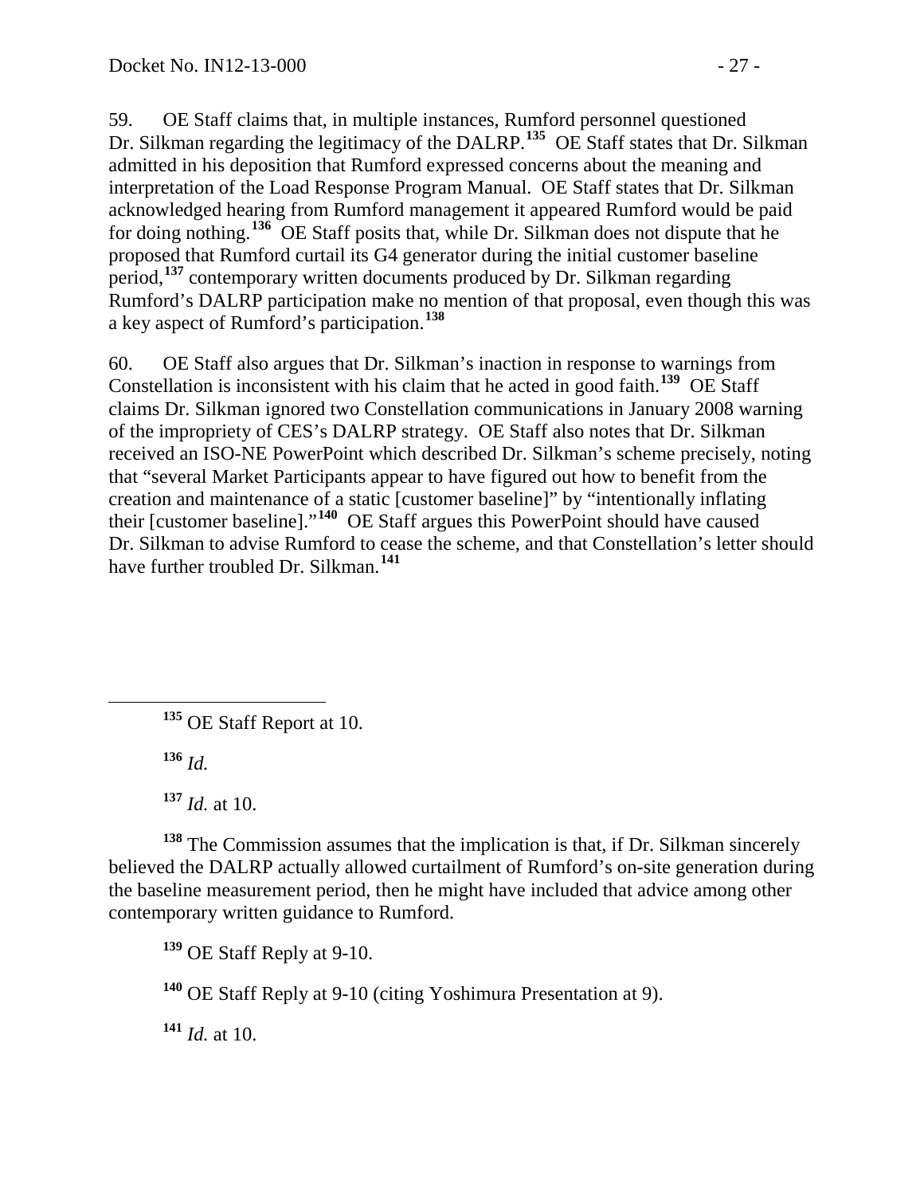59. OE Staff claims that, in multiple instances, Rumford personnel questioned Dr. Silkman regarding the legitimacy of the DALRP.[135] OE Staff states that Dr. Silkman admitted in his deposition that Rumford expressed concerns about the meaning and interpretation of the Load Response Program Manual. OE Staff states that Dr. Silkman acknowledged hearing from Rumford management it appeared Rumford would be paid for doing nothing.[136] OE Staff posits that, while Dr. Silkman does not dispute that he proposed that Rumford curtail its G4 generator during the initial customer baseline period,[137] contemporary written documents produced by Dr. Silkman regarding Rumford's DALRP participation make no mention of that proposal, even though this was a key aspect of Rumford's participation.[138]

60. OE Staff also argues that Dr. Silkman's inaction in response to warnings from Constellation is inconsistent with his claim that he acted in good faith.[139] OE Staff claims Dr. Silkman ignored two Constellation communications in January 2008 warning of the impropriety of CES's DALRP strategy. OE Staff also notes that Dr. Silkman received an ISO-NE PowerPoint which described Dr. Silkman's scheme precisely, noting that "several Market Participants appear to have figured out how to benefit from the creation and maintenance of a static [customer baseline]" by "intentionally inflating their [customer baseline]."[140] OE Staff argues this PowerPoint should have caused Dr. Silkman to advise Rumford to cease the scheme, and that Constellation's letter should have further troubled Dr. Silkman.[141]

---

[135] OE Staff Report at 10.

[136] *Id.*

[137] *Id.* at 10.

[138] The Commission assumes that the implication is that, if Dr. Silkman sincerely believed the DALRP actually allowed curtailment of Rumford's on-site generation during the baseline measurement period, then he might have included that advice among other contemporary written guidance to Rumford.

[139] OE Staff Reply at 9-10.

[140] OE Staff Reply at 9-10 (citing Yoshimura Presentation at 9).

[141] *Id.* at 10.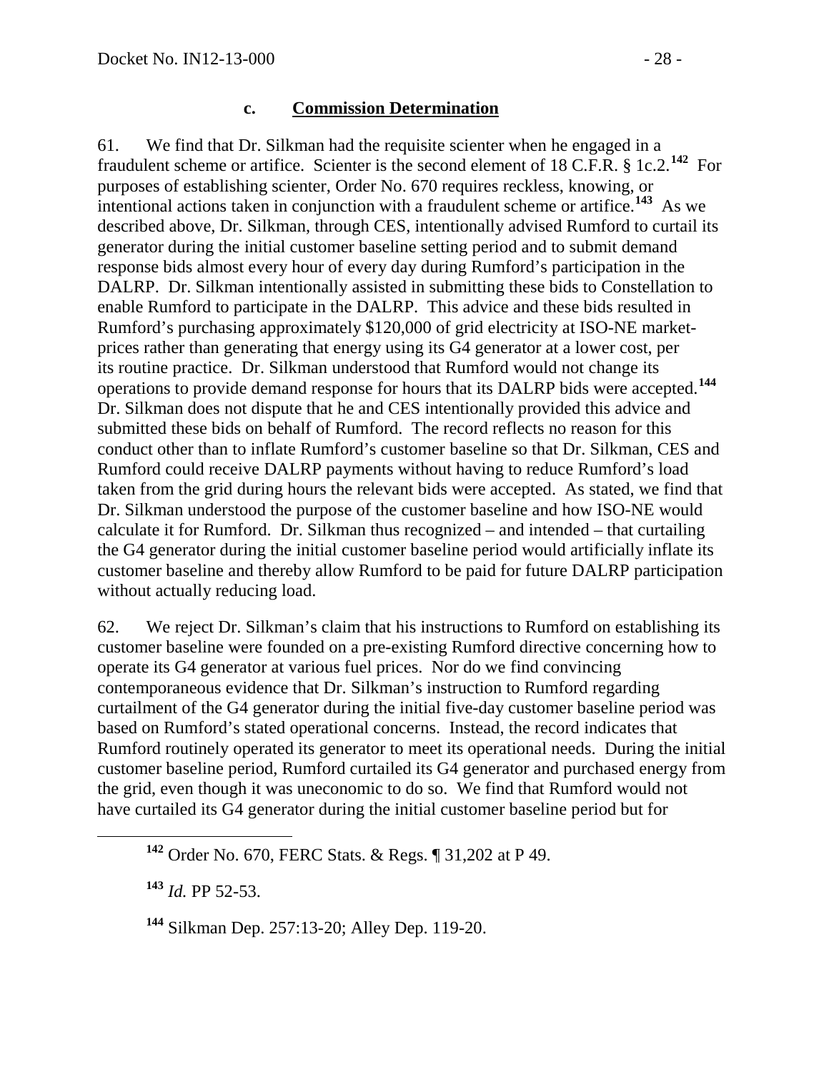### c. Commission Determination

61. We find that Dr. Silkman had the requisite scienter when he engaged in a fraudulent scheme or artifice. Scienter is the second element of 18 C.F.R. § 1c.2.[142] For purposes of establishing scienter, Order No. 670 requires reckless, knowing, or intentional actions taken in conjunction with a fraudulent scheme or artifice.[143] As we described above, Dr. Silkman, through CES, intentionally advised Rumford to curtail its generator during the initial customer baseline setting period and to submit demand response bids almost every hour of every day during Rumford's participation in the DALRP. Dr. Silkman intentionally assisted in submitting these bids to Constellation to enable Rumford to participate in the DALRP. This advice and these bids resulted in Rumford's purchasing approximately $120,000 of grid electricity at ISO-NE market-prices rather than generating that energy using its G4 generator at a lower cost, per its routine practice. Dr. Silkman understood that Rumford would not change its operations to provide demand response for hours that its DALRP bids were accepted.[144] Dr. Silkman does not dispute that he and CES intentionally provided this advice and submitted these bids on behalf of Rumford. The record reflects no reason for this conduct other than to inflate Rumford's customer baseline so that Dr. Silkman, CES and Rumford could receive DALRP payments without having to reduce Rumford's load taken from the grid during hours the relevant bids were accepted. As stated, we find that Dr. Silkman understood the purpose of the customer baseline and how ISO-NE would calculate it for Rumford. Dr. Silkman thus recognized – and intended – that curtailing the G4 generator during the initial customer baseline period would artificially inflate its customer baseline and thereby allow Rumford to be paid for future DALRP participation without actually reducing load.

62. We reject Dr. Silkman's claim that his instructions to Rumford on establishing its customer baseline were founded on a pre-existing Rumford directive concerning how to operate its G4 generator at various fuel prices. Nor do we find convincing contemporaneous evidence that Dr. Silkman's instruction to Rumford regarding curtailment of the G4 generator during the initial five-day customer baseline period was based on Rumford's stated operational concerns. Instead, the record indicates that Rumford routinely operated its generator to meet its operational needs. During the initial customer baseline period, Rumford curtailed its G4 generator and purchased energy from the grid, even though it was uneconomic to do so. We find that Rumford would not have curtailed its G4 generator during the initial customer baseline period but for

---

[142] Order No. 670, FERC Stats. & Regs. ¶ 31,202 at P 49.

[143] *Id.* PP 52-53.

[144] Silkman Dep. 257:13-20; Alley Dep. 119-20.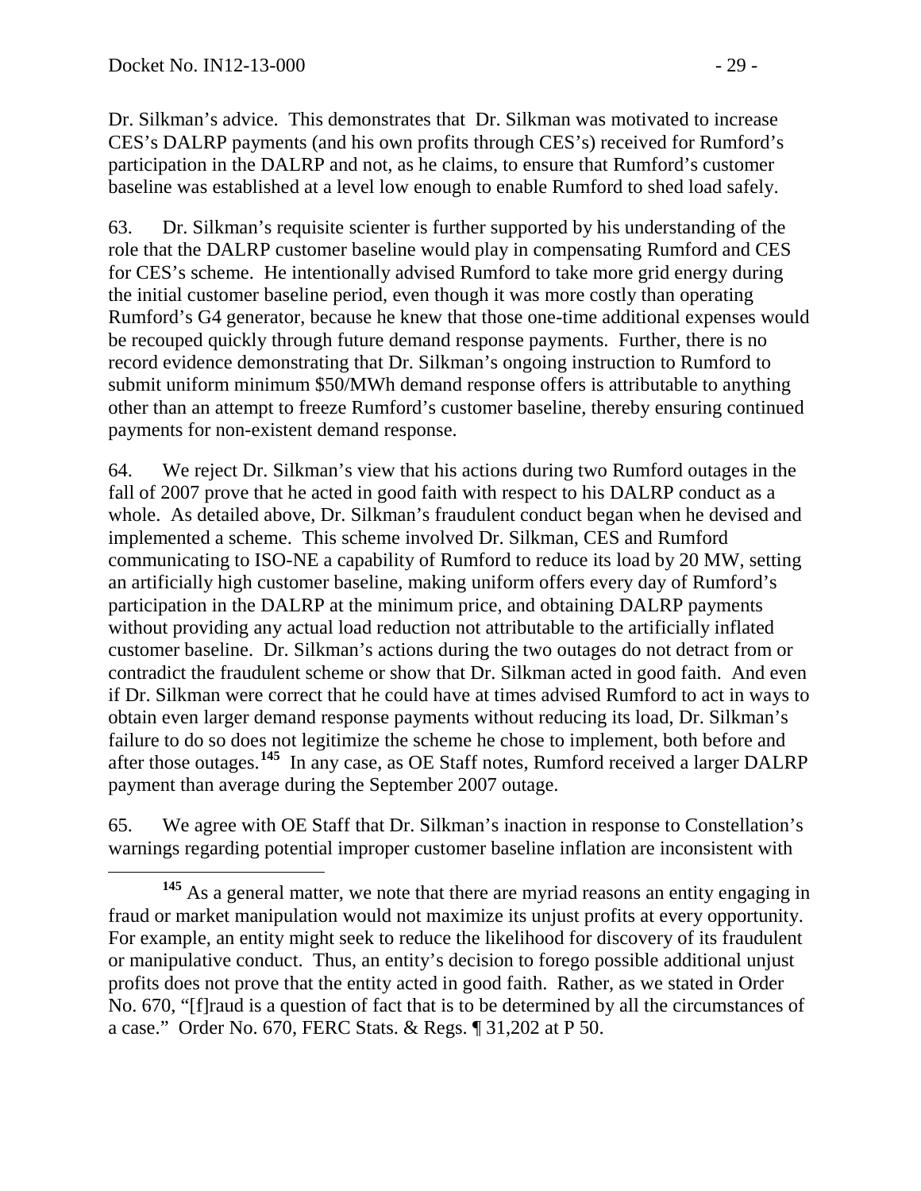Dr. Silkman's advice. This demonstrates that Dr. Silkman was motivated to increase CES's DALRP payments (and his own profits through CES's) received for Rumford's participation in the DALRP and not, as he claims, to ensure that Rumford's customer baseline was established at a level low enough to enable Rumford to shed load safely.

63. Dr. Silkman's requisite scienter is further supported by his understanding of the role that the DALRP customer baseline would play in compensating Rumford and CES for CES's scheme. He intentionally advised Rumford to take more grid energy during the initial customer baseline period, even though it was more costly than operating Rumford's G4 generator, because he knew that those one-time additional expenses would be recouped quickly through future demand response payments. Further, there is no record evidence demonstrating that Dr. Silkman's ongoing instruction to Rumford to submit uniform minimum \$50/MWh demand response offers is attributable to anything other than an attempt to freeze Rumford's customer baseline, thereby ensuring continued payments for non-existent demand response.

64. We reject Dr. Silkman's view that his actions during two Rumford outages in the fall of 2007 prove that he acted in good faith with respect to his DALRP conduct as a whole. As detailed above, Dr. Silkman's fraudulent conduct began when he devised and implemented a scheme. This scheme involved Dr. Silkman, CES and Rumford communicating to ISO-NE a capability of Rumford to reduce its load by 20 MW, setting an artificially high customer baseline, making uniform offers every day of Rumford's participation in the DALRP at the minimum price, and obtaining DALRP payments without providing any actual load reduction not attributable to the artificially inflated customer baseline. Dr. Silkman's actions during the two outages do not detract from or contradict the fraudulent scheme or show that Dr. Silkman acted in good faith. And even if Dr. Silkman were correct that he could have at times advised Rumford to act in ways to obtain even larger demand response payments without reducing its load, Dr. Silkman's failure to do so does not legitimize the scheme he chose to implement, both before and after those outages.[145] In any case, as OE Staff notes, Rumford received a larger DALRP payment than average during the September 2007 outage.

65. We agree with OE Staff that Dr. Silkman's inaction in response to Constellation's warnings regarding potential improper customer baseline inflation are inconsistent with

[145] As a general matter, we note that there are myriad reasons an entity engaging in fraud or market manipulation would not maximize its unjust profits at every opportunity. For example, an entity might seek to reduce the likelihood for discovery of its fraudulent or manipulative conduct. Thus, an entity's decision to forego possible additional unjust profits does not prove that the entity acted in good faith. Rather, as we stated in Order No. 670, "[f]raud is a question of fact that is to be determined by all the circumstances of a case." Order No. 670, FERC Stats. & Regs. ¶ 31,202 at P 50.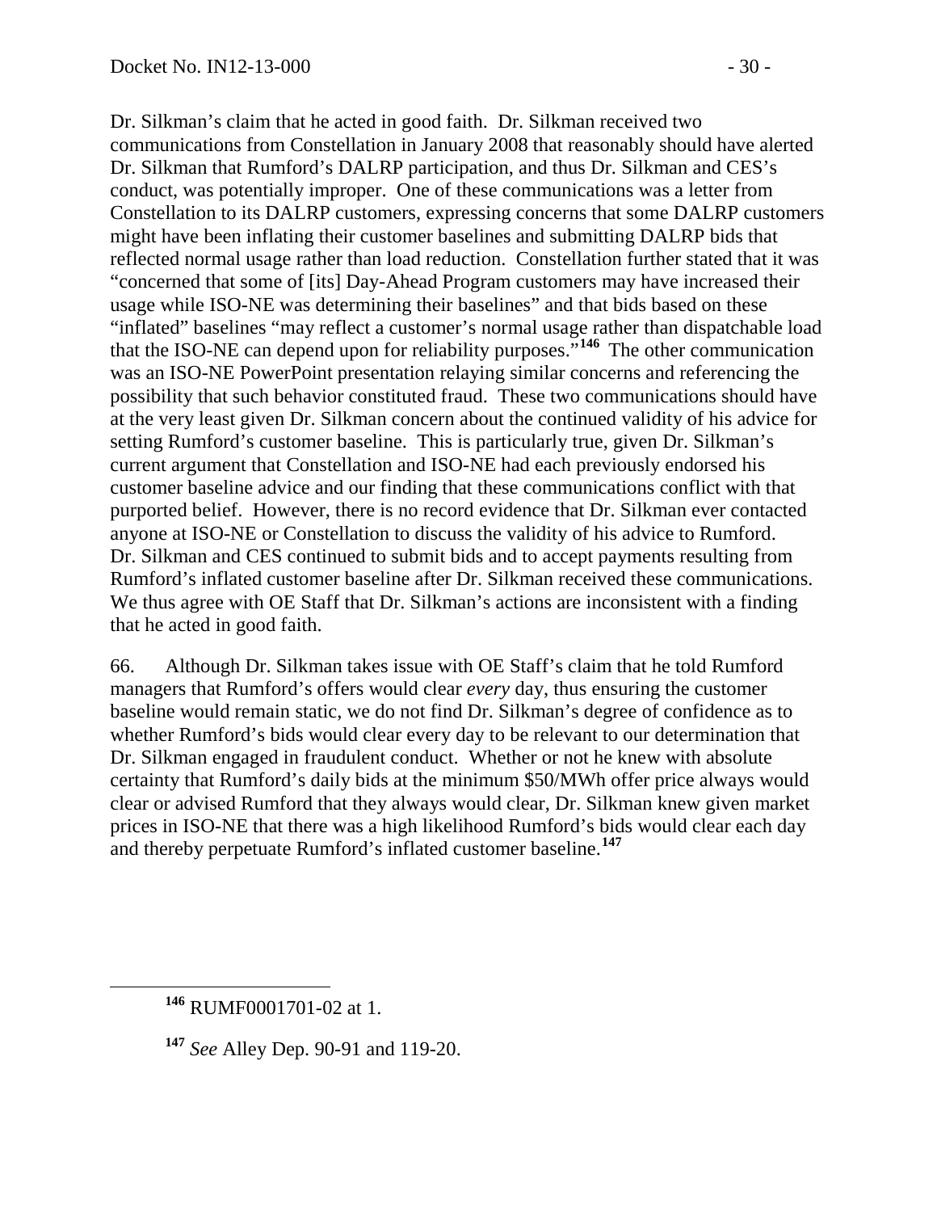Dr. Silkman's claim that he acted in good faith. Dr. Silkman received two communications from Constellation in January 2008 that reasonably should have alerted Dr. Silkman that Rumford's DALRP participation, and thus Dr. Silkman and CES's conduct, was potentially improper. One of these communications was a letter from Constellation to its DALRP customers, expressing concerns that some DALRP customers might have been inflating their customer baselines and submitting DALRP bids that reflected normal usage rather than load reduction. Constellation further stated that it was "concerned that some of [its] Day-Ahead Program customers may have increased their usage while ISO-NE was determining their baselines" and that bids based on these "inflated" baselines "may reflect a customer's normal usage rather than dispatchable load that the ISO-NE can depend upon for reliability purposes."[146] The other communication was an ISO-NE PowerPoint presentation relaying similar concerns and referencing the possibility that such behavior constituted fraud. These two communications should have at the very least given Dr. Silkman concern about the continued validity of his advice for setting Rumford's customer baseline. This is particularly true, given Dr. Silkman's current argument that Constellation and ISO-NE had each previously endorsed his customer baseline advice and our finding that these communications conflict with that purported belief. However, there is no record evidence that Dr. Silkman ever contacted anyone at ISO-NE or Constellation to discuss the validity of his advice to Rumford. Dr. Silkman and CES continued to submit bids and to accept payments resulting from Rumford's inflated customer baseline after Dr. Silkman received these communications. We thus agree with OE Staff that Dr. Silkman's actions are inconsistent with a finding that he acted in good faith.

66. Although Dr. Silkman takes issue with OE Staff's claim that he told Rumford managers that Rumford's offers would clear *every* day, thus ensuring the customer baseline would remain static, we do not find Dr. Silkman's degree of confidence as to whether Rumford's bids would clear every day to be relevant to our determination that Dr. Silkman engaged in fraudulent conduct. Whether or not he knew with absolute certainty that Rumford's daily bids at the minimum \$50/MWh offer price always would clear or advised Rumford that they always would clear, Dr. Silkman knew given market prices in ISO-NE that there was a high likelihood Rumford's bids would clear each day and thereby perpetuate Rumford's inflated customer baseline.[147]

---

[146] RUMF0001701-02 at 1.

[147] *See* Alley Dep. 90-91 and 119-20.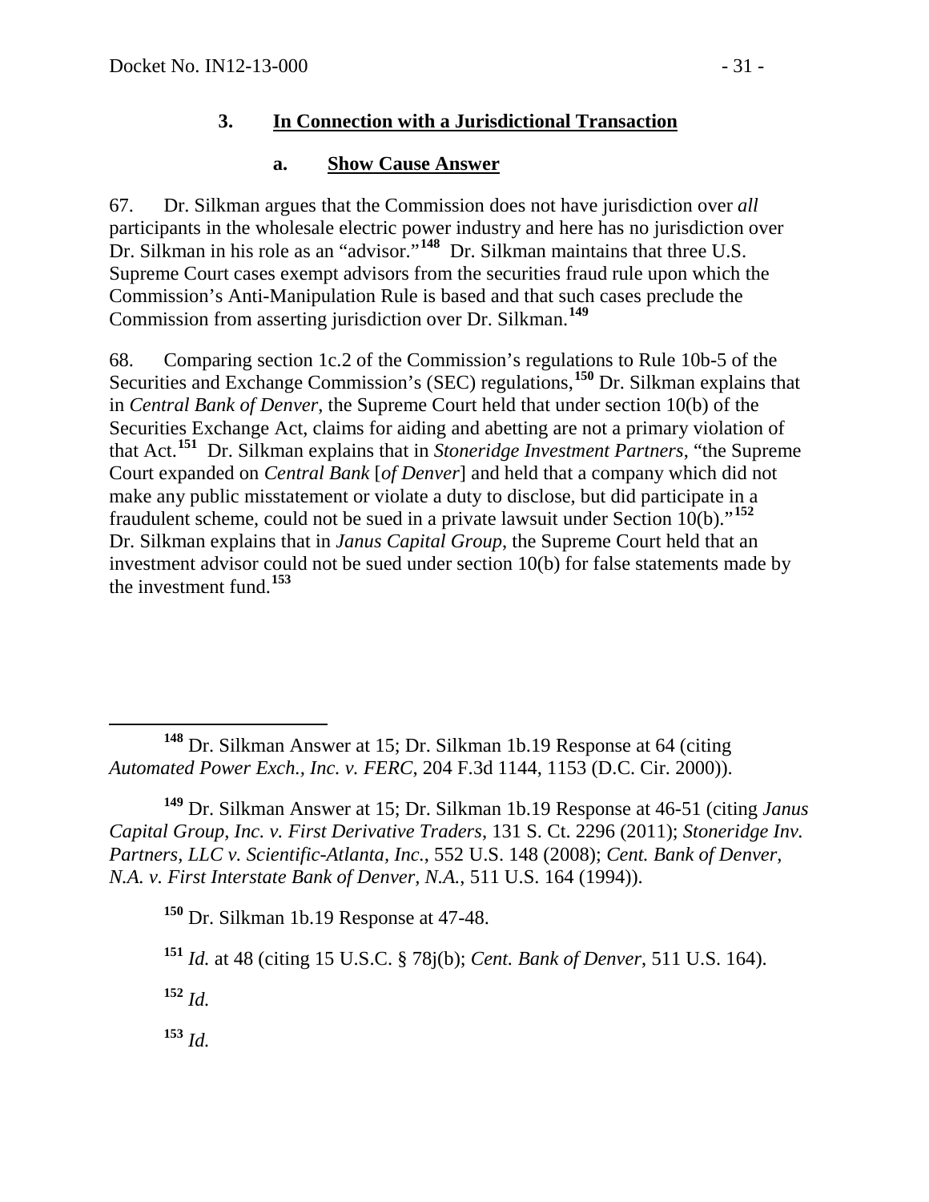### 3. In Connection with a Jurisdictional Transaction

#### a. Show Cause Answer

67. Dr. Silkman argues that the Commission does not have jurisdiction over *all* participants in the wholesale electric power industry and here has no jurisdiction over Dr. Silkman in his role as an "advisor."[148] Dr. Silkman maintains that three U.S. Supreme Court cases exempt advisors from the securities fraud rule upon which the Commission's Anti-Manipulation Rule is based and that such cases preclude the Commission from asserting jurisdiction over Dr. Silkman.[149]

68. Comparing section 1c.2 of the Commission's regulations to Rule 10b-5 of the Securities and Exchange Commission's (SEC) regulations,[150] Dr. Silkman explains that in *Central Bank of Denver*, the Supreme Court held that under section 10(b) of the Securities Exchange Act, claims for aiding and abetting are not a primary violation of that Act.[151] Dr. Silkman explains that in *Stoneridge Investment Partners*, "the Supreme Court expanded on *Central Bank* [*of Denver*] and held that a company which did not make any public misstatement or violate a duty to disclose, but did participate in a fraudulent scheme, could not be sued in a private lawsuit under Section 10(b)."[152] Dr. Silkman explains that in *Janus Capital Group*, the Supreme Court held that an investment advisor could not be sued under section 10(b) for false statements made by the investment fund.[153]

---

[148] Dr. Silkman Answer at 15; Dr. Silkman 1b.19 Response at 64 (citing *Automated Power Exch., Inc. v. FERC*, 204 F.3d 1144, 1153 (D.C. Cir. 2000)).

[149] Dr. Silkman Answer at 15; Dr. Silkman 1b.19 Response at 46-51 (citing *Janus Capital Group, Inc. v. First Derivative Traders*, 131 S. Ct. 2296 (2011); *Stoneridge Inv. Partners, LLC v. Scientific-Atlanta, Inc.*, 552 U.S. 148 (2008); *Cent. Bank of Denver, N.A. v. First Interstate Bank of Denver, N.A.*, 511 U.S. 164 (1994)).

[150] Dr. Silkman 1b.19 Response at 47-48.

[151] *Id.* at 48 (citing 15 U.S.C. § 78j(b); *Cent. Bank of Denver*, 511 U.S. 164).

[152] *Id.*

[153] *Id.*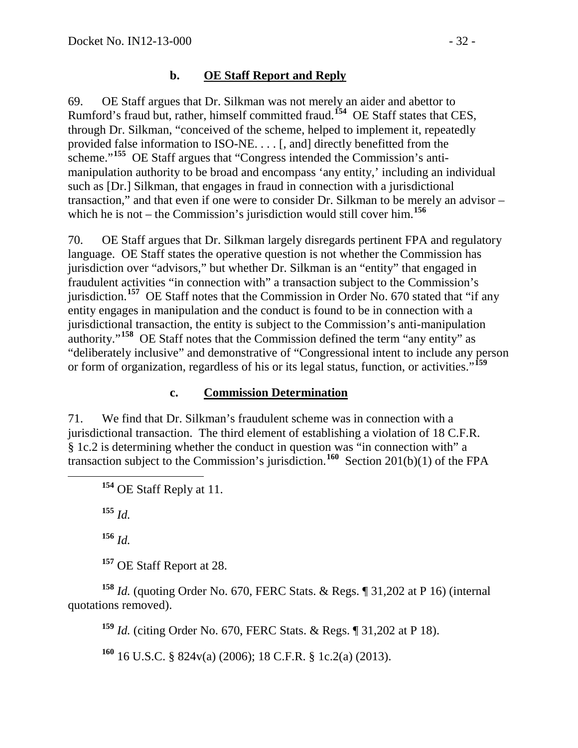### b. OE Staff Report and Reply

69. OE Staff argues that Dr. Silkman was not merely an aider and abettor to Rumford's fraud but, rather, himself committed fraud.[154] OE Staff states that CES, through Dr. Silkman, "conceived of the scheme, helped to implement it, repeatedly provided false information to ISO-NE. . . . [, and] directly benefitted from the scheme."[155] OE Staff argues that "Congress intended the Commission's anti-manipulation authority to be broad and encompass 'any entity,' including an individual such as [Dr.] Silkman, that engages in fraud in connection with a jurisdictional transaction," and that even if one were to consider Dr. Silkman to be merely an advisor – which he is not – the Commission's jurisdiction would still cover him.[156]

70. OE Staff argues that Dr. Silkman largely disregards pertinent FPA and regulatory language. OE Staff states the operative question is not whether the Commission has jurisdiction over "advisors," but whether Dr. Silkman is an "entity" that engaged in fraudulent activities "in connection with" a transaction subject to the Commission's jurisdiction.[157] OE Staff notes that the Commission in Order No. 670 stated that "if any entity engages in manipulation and the conduct is found to be in connection with a jurisdictional transaction, the entity is subject to the Commission's anti-manipulation authority."[158] OE Staff notes that the Commission defined the term "any entity" as "deliberately inclusive" and demonstrative of "Congressional intent to include any person or form of organization, regardless of his or its legal status, function, or activities."[159]

### c. Commission Determination

71. We find that Dr. Silkman's fraudulent scheme was in connection with a jurisdictional transaction. The third element of establishing a violation of 18 C.F.R. § 1c.2 is determining whether the conduct in question was "in connection with" a transaction subject to the Commission's jurisdiction.[160] Section 201(b)(1) of the FPA

---

[154] OE Staff Reply at 11.

[155] *Id.*

[156] *Id.*

[157] OE Staff Report at 28.

[158] *Id.* (quoting Order No. 670, FERC Stats. & Regs. ¶ 31,202 at P 16) (internal quotations removed).

[159] *Id.* (citing Order No. 670, FERC Stats. & Regs. ¶ 31,202 at P 18).

[160] 16 U.S.C. § 824v(a) (2006); 18 C.F.R. § 1c.2(a) (2013).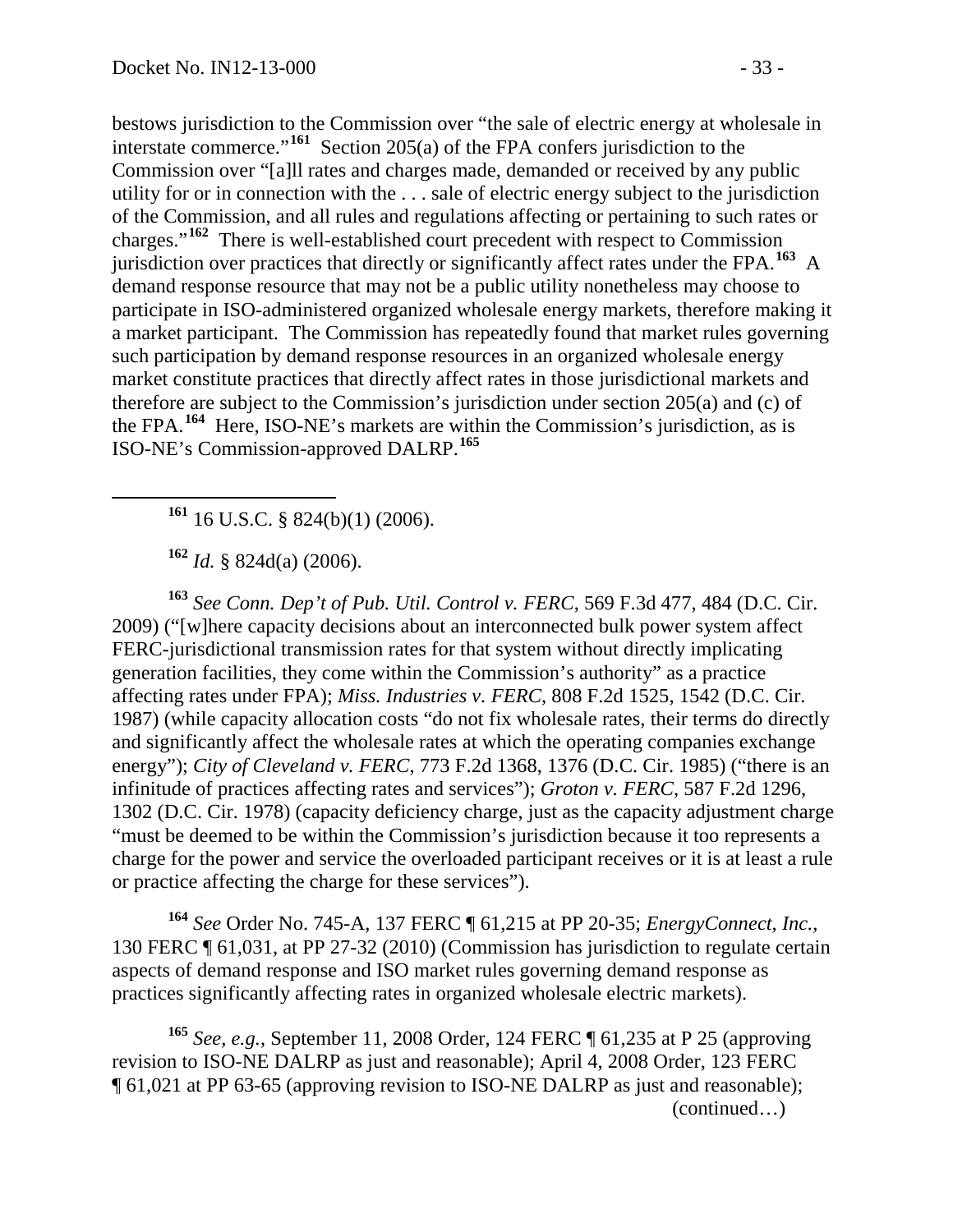bestows jurisdiction to the Commission over "the sale of electric energy at wholesale in interstate commerce."[161] Section 205(a) of the FPA confers jurisdiction to the Commission over "[a]ll rates and charges made, demanded or received by any public utility for or in connection with the . . . sale of electric energy subject to the jurisdiction of the Commission, and all rules and regulations affecting or pertaining to such rates or charges."[162] There is well-established court precedent with respect to Commission jurisdiction over practices that directly or significantly affect rates under the FPA.[163] A demand response resource that may not be a public utility nonetheless may choose to participate in ISO-administered organized wholesale energy markets, therefore making it a market participant. The Commission has repeatedly found that market rules governing such participation by demand response resources in an organized wholesale energy market constitute practices that directly affect rates in those jurisdictional markets and therefore are subject to the Commission's jurisdiction under section 205(a) and (c) of the FPA.[164] Here, ISO-NE's markets are within the Commission's jurisdiction, as is ISO-NE's Commission-approved DALRP.[165]

---

[161] 16 U.S.C. § 824(b)(1) (2006).

[162] *Id.* § 824d(a) (2006).

[163] *See Conn. Dep't of Pub. Util. Control v. FERC*, 569 F.3d 477, 484 (D.C. Cir. 2009) ("[w]here capacity decisions about an interconnected bulk power system affect FERC-jurisdictional transmission rates for that system without directly implicating generation facilities, they come within the Commission's authority" as a practice affecting rates under FPA); *Miss. Industries v. FERC*, 808 F.2d 1525, 1542 (D.C. Cir. 1987) (while capacity allocation costs "do not fix wholesale rates, their terms do directly and significantly affect the wholesale rates at which the operating companies exchange energy"); *City of Cleveland v. FERC*, 773 F.2d 1368, 1376 (D.C. Cir. 1985) ("there is an infinitude of practices affecting rates and services"); *Groton v. FERC*, 587 F.2d 1296, 1302 (D.C. Cir. 1978) (capacity deficiency charge, just as the capacity adjustment charge "must be deemed to be within the Commission's jurisdiction because it too represents a charge for the power and service the overloaded participant receives or it is at least a rule or practice affecting the charge for these services").

[164] *See* Order No. 745-A, 137 FERC ¶ 61,215 at PP 20-35; *EnergyConnect, Inc.*, 130 FERC ¶ 61,031, at PP 27-32 (2010) (Commission has jurisdiction to regulate certain aspects of demand response and ISO market rules governing demand response as practices significantly affecting rates in organized wholesale electric markets).

[165] *See, e.g.*, September 11, 2008 Order, 124 FERC ¶ 61,235 at P 25 (approving revision to ISO-NE DALRP as just and reasonable); April 4, 2008 Order, 123 FERC ¶ 61,021 at PP 63-65 (approving revision to ISO-NE DALRP as just and reasonable);

(continued…)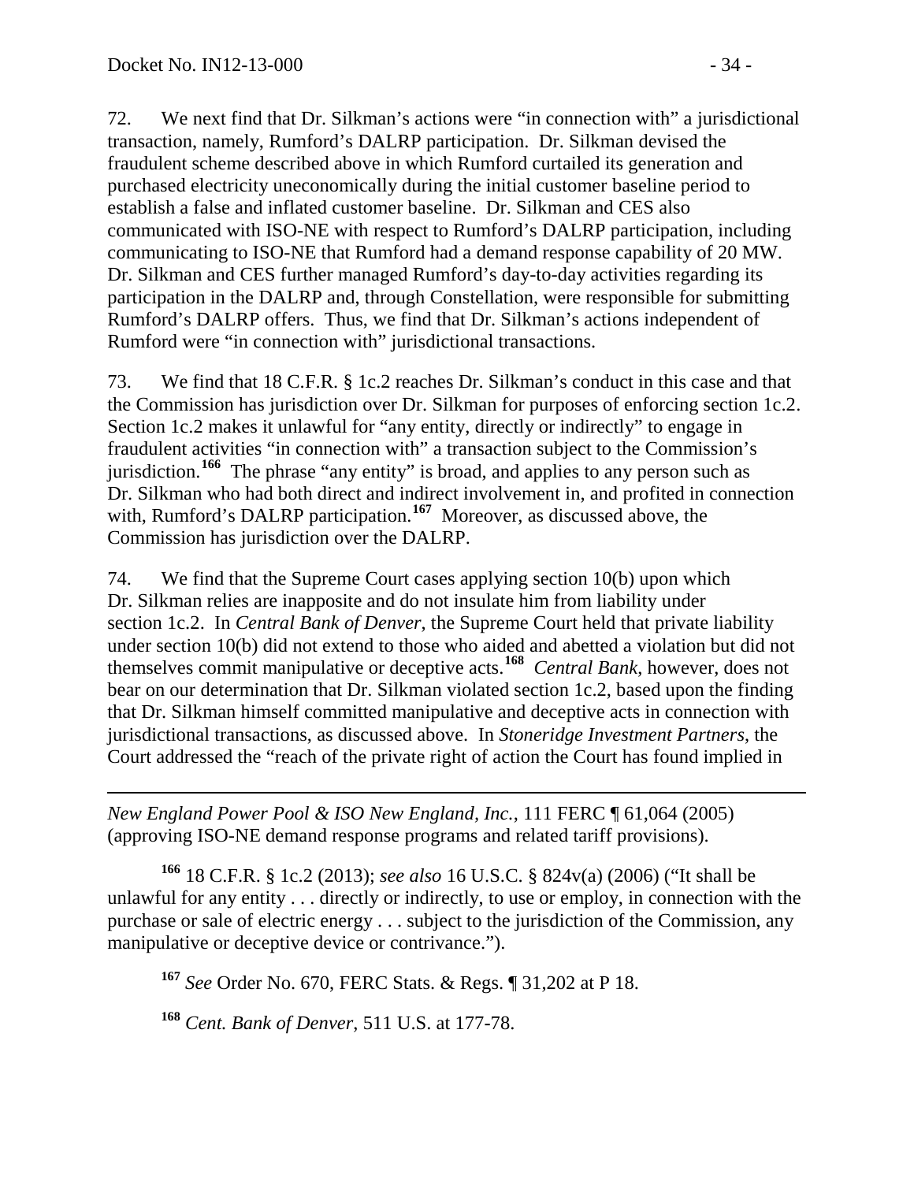72. We next find that Dr. Silkman's actions were "in connection with" a jurisdictional transaction, namely, Rumford's DALRP participation. Dr. Silkman devised the fraudulent scheme described above in which Rumford curtailed its generation and purchased electricity uneconomically during the initial customer baseline period to establish a false and inflated customer baseline. Dr. Silkman and CES also communicated with ISO-NE with respect to Rumford's DALRP participation, including communicating to ISO-NE that Rumford had a demand response capability of 20 MW. Dr. Silkman and CES further managed Rumford's day-to-day activities regarding its participation in the DALRP and, through Constellation, were responsible for submitting Rumford's DALRP offers. Thus, we find that Dr. Silkman's actions independent of Rumford were "in connection with" jurisdictional transactions.

73. We find that 18 C.F.R. § 1c.2 reaches Dr. Silkman's conduct in this case and that the Commission has jurisdiction over Dr. Silkman for purposes of enforcing section 1c.2. Section 1c.2 makes it unlawful for "any entity, directly or indirectly" to engage in fraudulent activities "in connection with" a transaction subject to the Commission's jurisdiction.[166] The phrase "any entity" is broad, and applies to any person such as Dr. Silkman who had both direct and indirect involvement in, and profited in connection with, Rumford's DALRP participation.[167] Moreover, as discussed above, the Commission has jurisdiction over the DALRP.

74. We find that the Supreme Court cases applying section 10(b) upon which Dr. Silkman relies are inapposite and do not insulate him from liability under section 1c.2. In *Central Bank of Denver*, the Supreme Court held that private liability under section 10(b) did not extend to those who aided and abetted a violation but did not themselves commit manipulative or deceptive acts.[168] *Central Bank*, however, does not bear on our determination that Dr. Silkman violated section 1c.2, based upon the finding that Dr. Silkman himself committed manipulative and deceptive acts in connection with jurisdictional transactions, as discussed above. In *Stoneridge Investment Partners*, the Court addressed the "reach of the private right of action the Court has found implied in

---

*New England Power Pool & ISO New England, Inc.*, 111 FERC ¶ 61,064 (2005) (approving ISO-NE demand response programs and related tariff provisions).

[166] 18 C.F.R. § 1c.2 (2013); *see also* 16 U.S.C. § 824v(a) (2006) ("It shall be unlawful for any entity . . . directly or indirectly, to use or employ, in connection with the purchase or sale of electric energy . . . subject to the jurisdiction of the Commission, any manipulative or deceptive device or contrivance.").

[167] *See* Order No. 670, FERC Stats. & Regs. ¶ 31,202 at P 18.

[168] *Cent. Bank of Denver*, 511 U.S. at 177-78.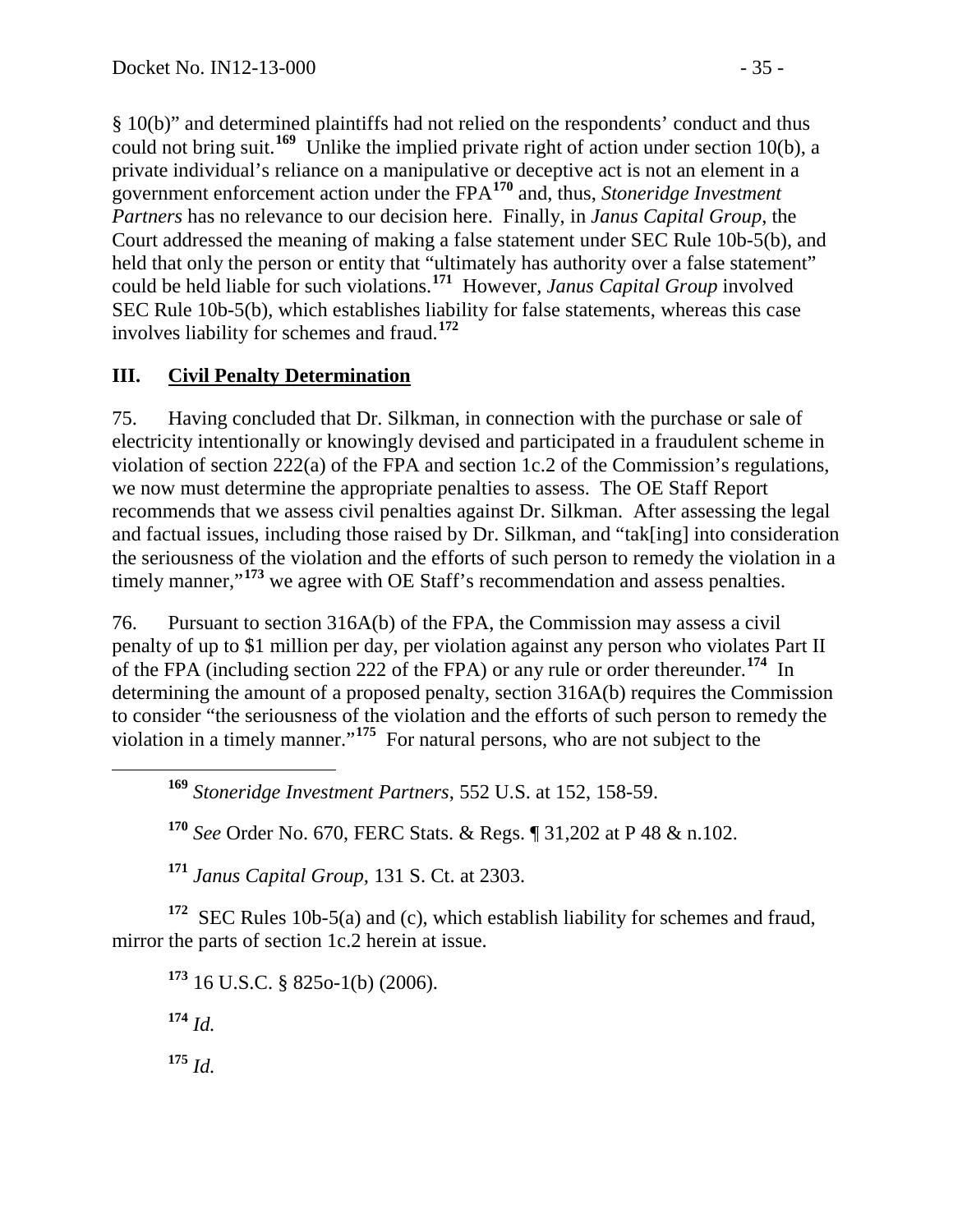§ 10(b)" and determined plaintiffs had not relied on the respondents' conduct and thus could not bring suit.[169] Unlike the implied private right of action under section 10(b), a private individual's reliance on a manipulative or deceptive act is not an element in a government enforcement action under the FPA[170] and, thus, *Stoneridge Investment Partners* has no relevance to our decision here. Finally, in *Janus Capital Group*, the Court addressed the meaning of making a false statement under SEC Rule 10b-5(b), and held that only the person or entity that "ultimately has authority over a false statement" could be held liable for such violations.[171] However, *Janus Capital Group* involved SEC Rule 10b-5(b), which establishes liability for false statements, whereas this case involves liability for schemes and fraud.[172]

## III. Civil Penalty Determination

75. Having concluded that Dr. Silkman, in connection with the purchase or sale of electricity intentionally or knowingly devised and participated in a fraudulent scheme in violation of section 222(a) of the FPA and section 1c.2 of the Commission's regulations, we now must determine the appropriate penalties to assess. The OE Staff Report recommends that we assess civil penalties against Dr. Silkman. After assessing the legal and factual issues, including those raised by Dr. Silkman, and "tak[ing] into consideration the seriousness of the violation and the efforts of such person to remedy the violation in a timely manner,"[173] we agree with OE Staff's recommendation and assess penalties.

76. Pursuant to section 316A(b) of the FPA, the Commission may assess a civil penalty of up to $1 million per day, per violation against any person who violates Part II of the FPA (including section 222 of the FPA) or any rule or order thereunder.[174] In determining the amount of a proposed penalty, section 316A(b) requires the Commission to consider "the seriousness of the violation and the efforts of such person to remedy the violation in a timely manner."[175] For natural persons, who are not subject to the

---

[169] *Stoneridge Investment Partners*, 552 U.S. at 152, 158-59.

[170] *See* Order No. 670, FERC Stats. & Regs. ¶ 31,202 at P 48 & n.102.

[171] *Janus Capital Group*, 131 S. Ct. at 2303.

[172] SEC Rules 10b-5(a) and (c), which establish liability for schemes and fraud, mirror the parts of section 1c.2 herein at issue.

[173] 16 U.S.C. § 825o-1(b) (2006).

[174] *Id.*

[175] *Id.*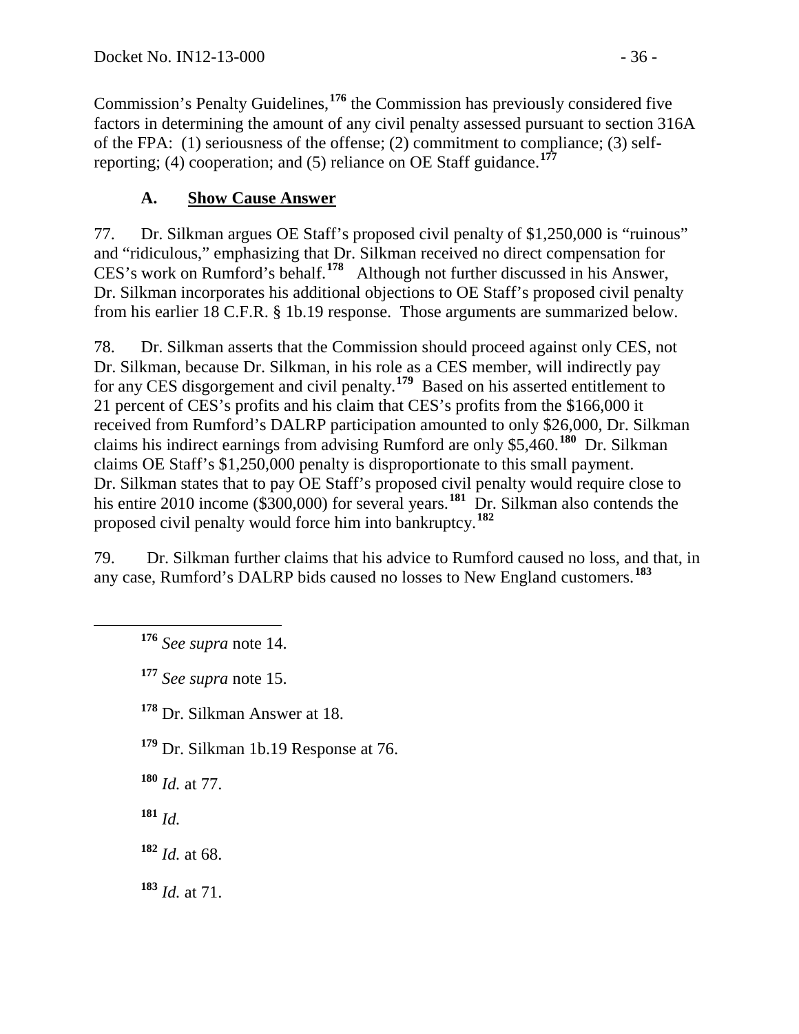Commission's Penalty Guidelines,[176] the Commission has previously considered five factors in determining the amount of any civil penalty assessed pursuant to section 316A of the FPA: (1) seriousness of the offense; (2) commitment to compliance; (3) self-reporting; (4) cooperation; and (5) reliance on OE Staff guidance.[177]

### A. Show Cause Answer

77. Dr. Silkman argues OE Staff's proposed civil penalty of $1,250,000 is "ruinous" and "ridiculous," emphasizing that Dr. Silkman received no direct compensation for CES's work on Rumford's behalf.[178] Although not further discussed in his Answer, Dr. Silkman incorporates his additional objections to OE Staff's proposed civil penalty from his earlier 18 C.F.R. § 1b.19 response. Those arguments are summarized below.

78. Dr. Silkman asserts that the Commission should proceed against only CES, not Dr. Silkman, because Dr. Silkman, in his role as a CES member, will indirectly pay for any CES disgorgement and civil penalty.[179] Based on his asserted entitlement to 21 percent of CES's profits and his claim that CES's profits from the $166,000 it received from Rumford's DALRP participation amounted to only $26,000, Dr. Silkman claims his indirect earnings from advising Rumford are only $5,460.[180] Dr. Silkman claims OE Staff's $1,250,000 penalty is disproportionate to this small payment. Dr. Silkman states that to pay OE Staff's proposed civil penalty would require close to his entire 2010 income ($300,000) for several years.[181] Dr. Silkman also contends the proposed civil penalty would force him into bankruptcy.[182]

79. Dr. Silkman further claims that his advice to Rumford caused no loss, and that, in any case, Rumford's DALRP bids caused no losses to New England customers.[183]

---

[176] *See supra* note 14.

[177] *See supra* note 15.

[178] Dr. Silkman Answer at 18.

[179] Dr. Silkman 1b.19 Response at 76.

[180] *Id.* at 77.

[181] *Id.*

[182] *Id.* at 68.

[183] *Id.* at 71.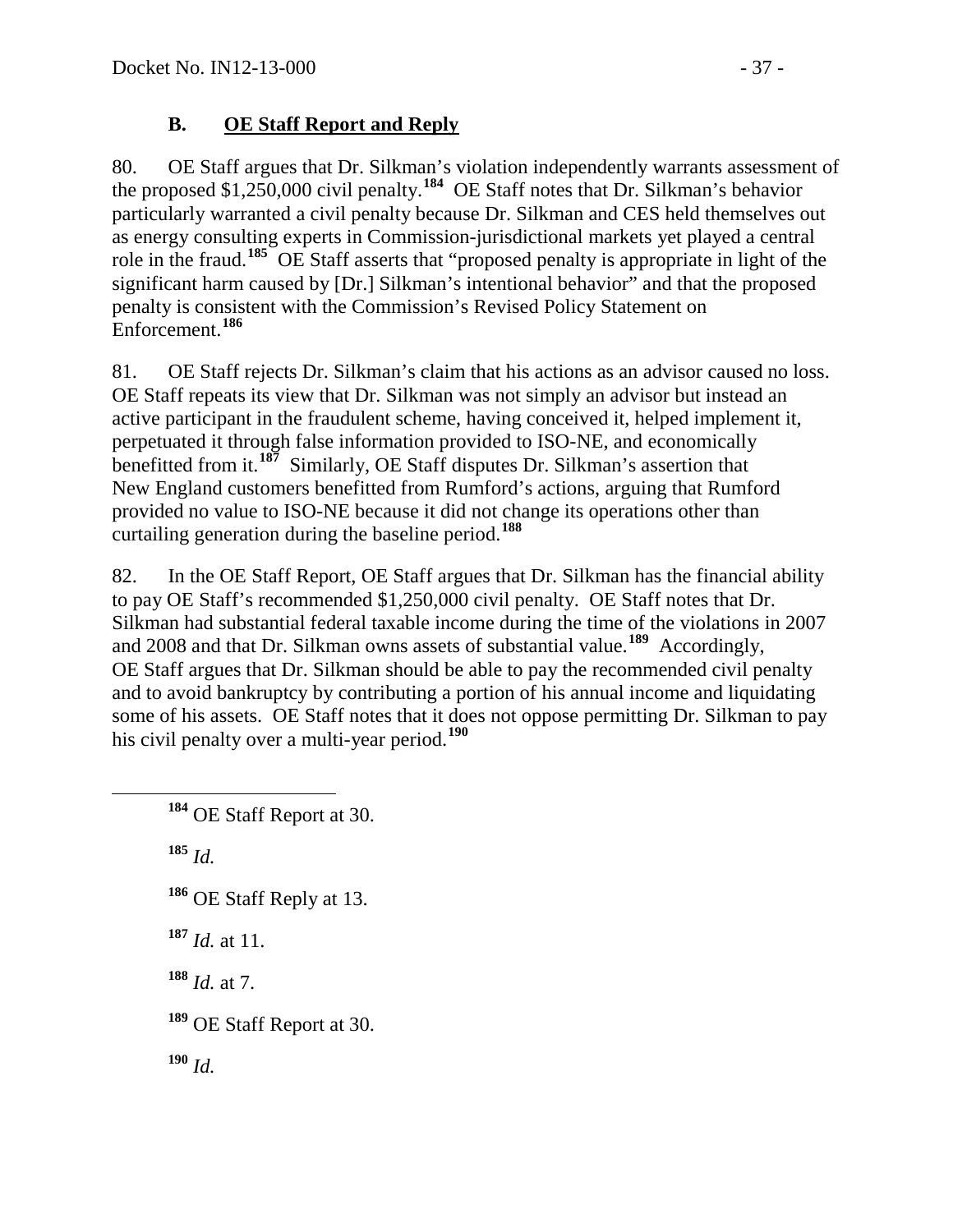### B. OE Staff Report and Reply

80. OE Staff argues that Dr. Silkman's violation independently warrants assessment of the proposed $1,250,000 civil penalty.[184] OE Staff notes that Dr. Silkman's behavior particularly warranted a civil penalty because Dr. Silkman and CES held themselves out as energy consulting experts in Commission-jurisdictional markets yet played a central role in the fraud.[185] OE Staff asserts that "proposed penalty is appropriate in light of the significant harm caused by [Dr.] Silkman's intentional behavior" and that the proposed penalty is consistent with the Commission's Revised Policy Statement on Enforcement.[186]

81. OE Staff rejects Dr. Silkman's claim that his actions as an advisor caused no loss. OE Staff repeats its view that Dr. Silkman was not simply an advisor but instead an active participant in the fraudulent scheme, having conceived it, helped implement it, perpetuated it through false information provided to ISO-NE, and economically benefitted from it.[187] Similarly, OE Staff disputes Dr. Silkman's assertion that New England customers benefitted from Rumford's actions, arguing that Rumford provided no value to ISO-NE because it did not change its operations other than curtailing generation during the baseline period.[188]

82. In the OE Staff Report, OE Staff argues that Dr. Silkman has the financial ability to pay OE Staff's recommended $1,250,000 civil penalty. OE Staff notes that Dr. Silkman had substantial federal taxable income during the time of the violations in 2007 and 2008 and that Dr. Silkman owns assets of substantial value.[189] Accordingly, OE Staff argues that Dr. Silkman should be able to pay the recommended civil penalty and to avoid bankruptcy by contributing a portion of his annual income and liquidating some of his assets. OE Staff notes that it does not oppose permitting Dr. Silkman to pay his civil penalty over a multi-year period.[190]

---

[184] OE Staff Report at 30.

[185] *Id.*

[186] OE Staff Reply at 13.

[187] *Id.* at 11.

[188] *Id.* at 7.

[189] OE Staff Report at 30.

[190] *Id.*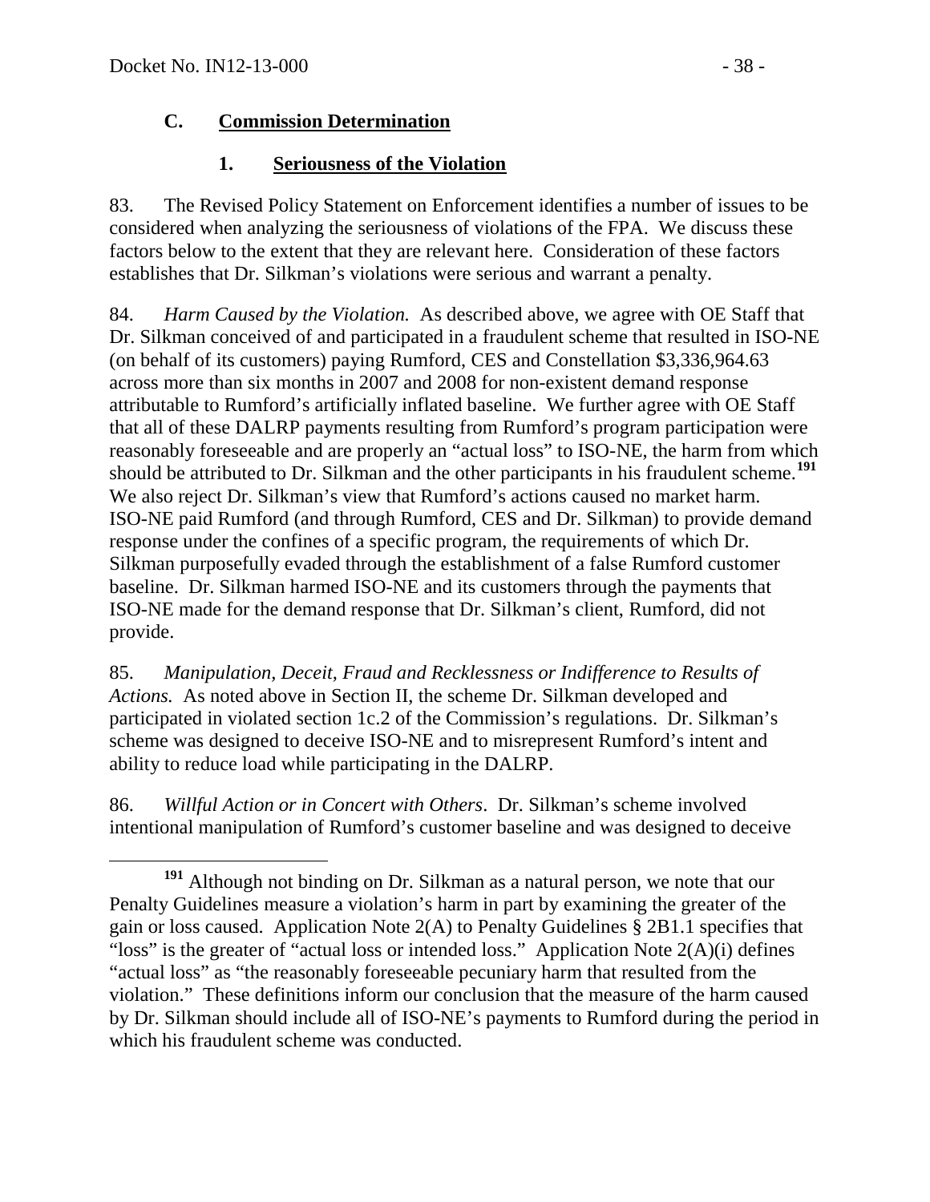### C. Commission Determination

#### 1. Seriousness of the Violation

83. The Revised Policy Statement on Enforcement identifies a number of issues to be considered when analyzing the seriousness of violations of the FPA. We discuss these factors below to the extent that they are relevant here. Consideration of these factors establishes that Dr. Silkman's violations were serious and warrant a penalty.

84. *Harm Caused by the Violation.* As described above, we agree with OE Staff that Dr. Silkman conceived of and participated in a fraudulent scheme that resulted in ISO-NE (on behalf of its customers) paying Rumford, CES and Constellation $3,336,964.63 across more than six months in 2007 and 2008 for non-existent demand response attributable to Rumford's artificially inflated baseline. We further agree with OE Staff that all of these DALRP payments resulting from Rumford's program participation were reasonably foreseeable and are properly an "actual loss" to ISO-NE, the harm from which should be attributed to Dr. Silkman and the other participants in his fraudulent scheme.[191] We also reject Dr. Silkman's view that Rumford's actions caused no market harm. ISO-NE paid Rumford (and through Rumford, CES and Dr. Silkman) to provide demand response under the confines of a specific program, the requirements of which Dr. Silkman purposefully evaded through the establishment of a false Rumford customer baseline. Dr. Silkman harmed ISO-NE and its customers through the payments that ISO-NE made for the demand response that Dr. Silkman's client, Rumford, did not provide.

85. *Manipulation, Deceit, Fraud and Recklessness or Indifference to Results of Actions.* As noted above in Section II, the scheme Dr. Silkman developed and participated in violated section 1c.2 of the Commission's regulations. Dr. Silkman's scheme was designed to deceive ISO-NE and to misrepresent Rumford's intent and ability to reduce load while participating in the DALRP.

86. *Willful Action or in Concert with Others*. Dr. Silkman's scheme involved intentional manipulation of Rumford's customer baseline and was designed to deceive

---

[191] Although not binding on Dr. Silkman as a natural person, we note that our Penalty Guidelines measure a violation's harm in part by examining the greater of the gain or loss caused. Application Note 2(A) to Penalty Guidelines § 2B1.1 specifies that "loss" is the greater of "actual loss or intended loss." Application Note 2(A)(i) defines "actual loss" as "the reasonably foreseeable pecuniary harm that resulted from the violation." These definitions inform our conclusion that the measure of the harm caused by Dr. Silkman should include all of ISO-NE's payments to Rumford during the period in which his fraudulent scheme was conducted.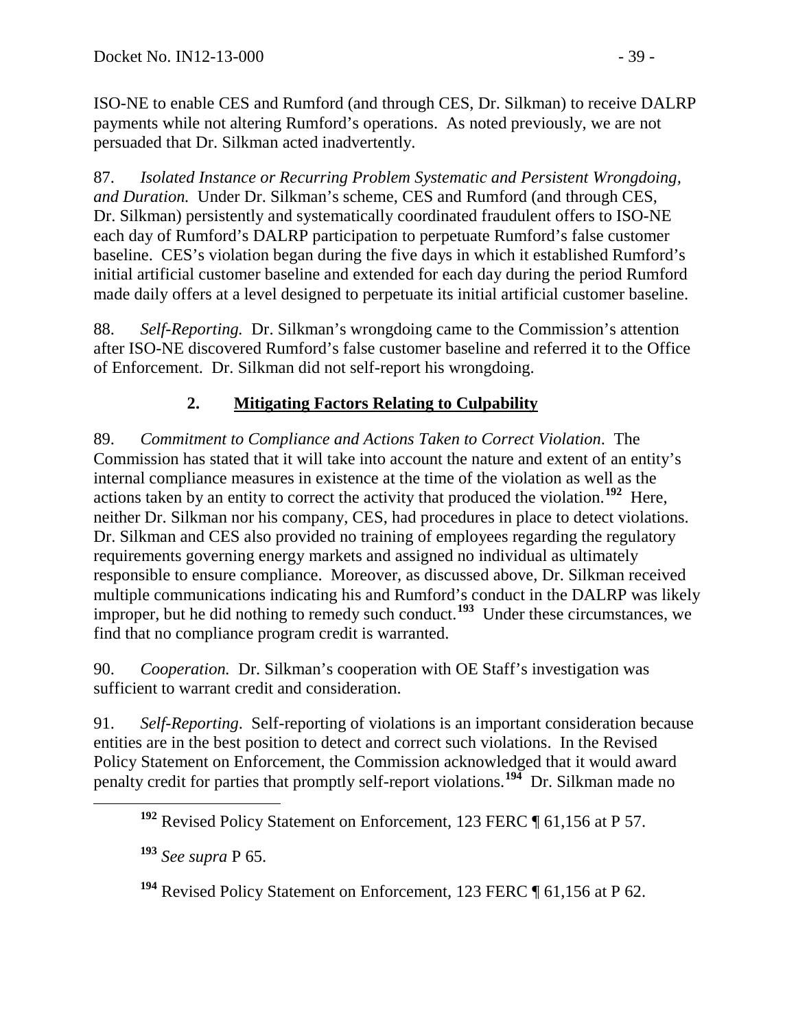ISO-NE to enable CES and Rumford (and through CES, Dr. Silkman) to receive DALRP payments while not altering Rumford's operations. As noted previously, we are not persuaded that Dr. Silkman acted inadvertently.

87. *Isolated Instance or Recurring Problem Systematic and Persistent Wrongdoing, and Duration.* Under Dr. Silkman's scheme, CES and Rumford (and through CES, Dr. Silkman) persistently and systematically coordinated fraudulent offers to ISO-NE each day of Rumford's DALRP participation to perpetuate Rumford's false customer baseline. CES's violation began during the five days in which it established Rumford's initial artificial customer baseline and extended for each day during the period Rumford made daily offers at a level designed to perpetuate its initial artificial customer baseline.

88. *Self-Reporting.* Dr. Silkman's wrongdoing came to the Commission's attention after ISO-NE discovered Rumford's false customer baseline and referred it to the Office of Enforcement. Dr. Silkman did not self-report his wrongdoing.

## 2. Mitigating Factors Relating to Culpability

89. *Commitment to Compliance and Actions Taken to Correct Violation.* The Commission has stated that it will take into account the nature and extent of an entity's internal compliance measures in existence at the time of the violation as well as the actions taken by an entity to correct the activity that produced the violation.[192] Here, neither Dr. Silkman nor his company, CES, had procedures in place to detect violations. Dr. Silkman and CES also provided no training of employees regarding the regulatory requirements governing energy markets and assigned no individual as ultimately responsible to ensure compliance. Moreover, as discussed above, Dr. Silkman received multiple communications indicating his and Rumford's conduct in the DALRP was likely improper, but he did nothing to remedy such conduct.[193] Under these circumstances, we find that no compliance program credit is warranted.

90. *Cooperation.* Dr. Silkman's cooperation with OE Staff's investigation was sufficient to warrant credit and consideration.

91. *Self-Reporting.* Self-reporting of violations is an important consideration because entities are in the best position to detect and correct such violations. In the Revised Policy Statement on Enforcement, the Commission acknowledged that it would award penalty credit for parties that promptly self-report violations.[194] Dr. Silkman made no

[192] Revised Policy Statement on Enforcement, 123 FERC ¶ 61,156 at P 57.

[193] *See supra* P 65.

[194] Revised Policy Statement on Enforcement, 123 FERC ¶ 61,156 at P 62.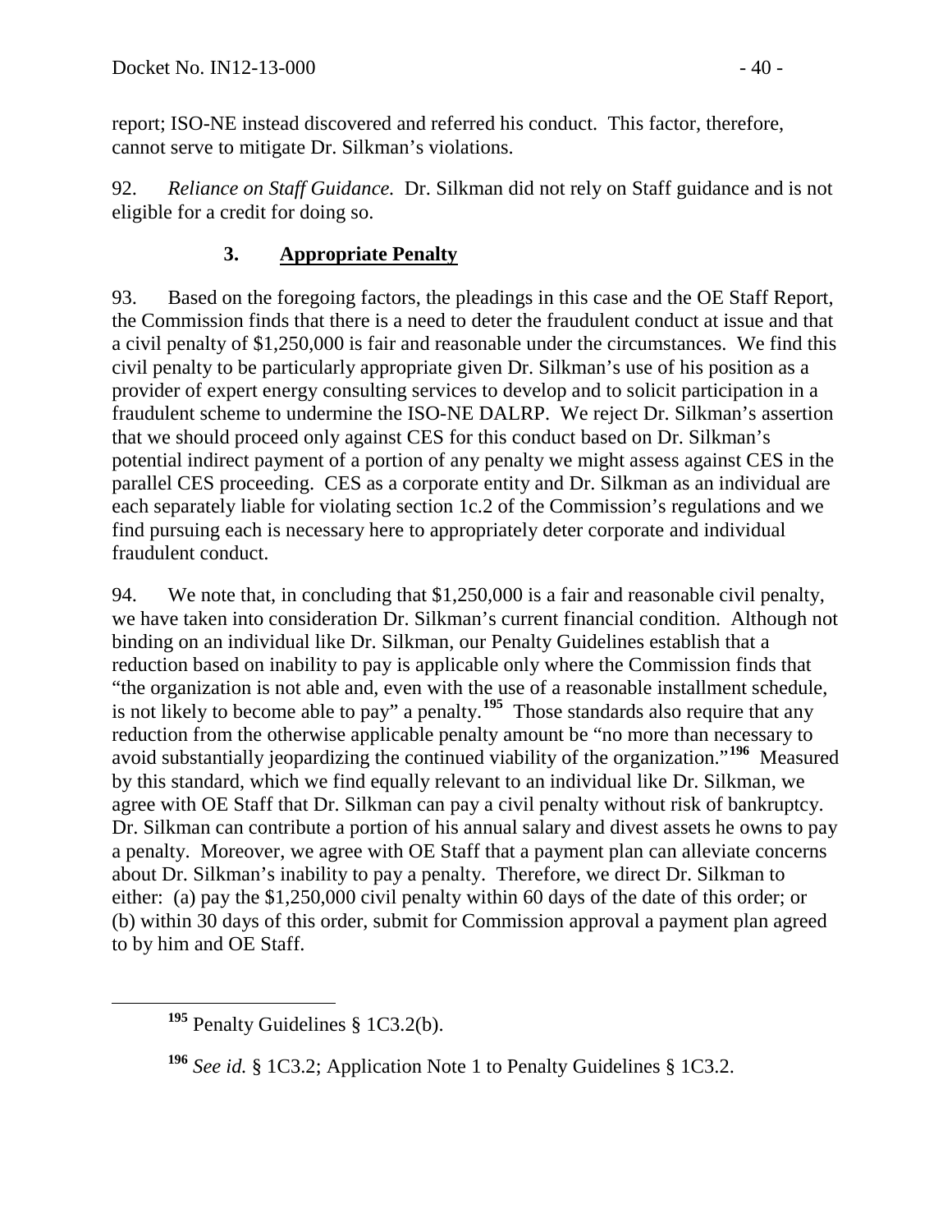report; ISO-NE instead discovered and referred his conduct. This factor, therefore, cannot serve to mitigate Dr. Silkman's violations.

92. *Reliance on Staff Guidance.* Dr. Silkman did not rely on Staff guidance and is not eligible for a credit for doing so.

### 3. Appropriate Penalty

93. Based on the foregoing factors, the pleadings in this case and the OE Staff Report, the Commission finds that there is a need to deter the fraudulent conduct at issue and that a civil penalty of $1,250,000 is fair and reasonable under the circumstances. We find this civil penalty to be particularly appropriate given Dr. Silkman's use of his position as a provider of expert energy consulting services to develop and to solicit participation in a fraudulent scheme to undermine the ISO-NE DALRP. We reject Dr. Silkman's assertion that we should proceed only against CES for this conduct based on Dr. Silkman's potential indirect payment of a portion of any penalty we might assess against CES in the parallel CES proceeding. CES as a corporate entity and Dr. Silkman as an individual are each separately liable for violating section 1c.2 of the Commission's regulations and we find pursuing each is necessary here to appropriately deter corporate and individual fraudulent conduct.

94. We note that, in concluding that $1,250,000 is a fair and reasonable civil penalty, we have taken into consideration Dr. Silkman's current financial condition. Although not binding on an individual like Dr. Silkman, our Penalty Guidelines establish that a reduction based on inability to pay is applicable only where the Commission finds that "the organization is not able and, even with the use of a reasonable installment schedule, is not likely to become able to pay" a penalty.[195] Those standards also require that any reduction from the otherwise applicable penalty amount be "no more than necessary to avoid substantially jeopardizing the continued viability of the organization."[196] Measured by this standard, which we find equally relevant to an individual like Dr. Silkman, we agree with OE Staff that Dr. Silkman can pay a civil penalty without risk of bankruptcy. Dr. Silkman can contribute a portion of his annual salary and divest assets he owns to pay a penalty. Moreover, we agree with OE Staff that a payment plan can alleviate concerns about Dr. Silkman's inability to pay a penalty. Therefore, we direct Dr. Silkman to either: (a) pay the $1,250,000 civil penalty within 60 days of the date of this order; or (b) within 30 days of this order, submit for Commission approval a payment plan agreed to by him and OE Staff.

---

[195] Penalty Guidelines § 1C3.2(b).

[196] *See id.* § 1C3.2; Application Note 1 to Penalty Guidelines § 1C3.2.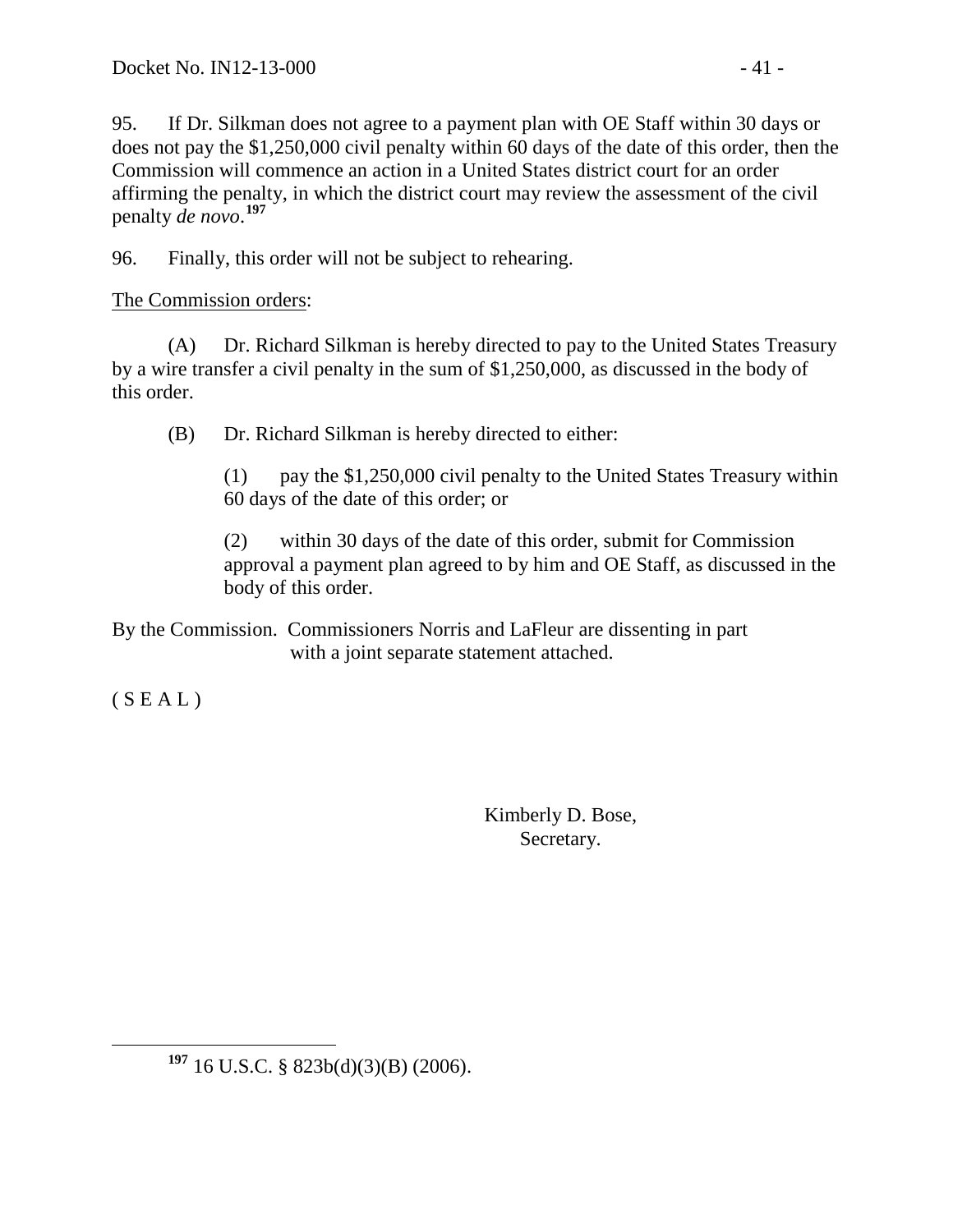95. If Dr. Silkman does not agree to a payment plan with OE Staff within 30 days or does not pay the $1,250,000 civil penalty within 60 days of the date of this order, then the Commission will commence an action in a United States district court for an order affirming the penalty, in which the district court may review the assessment of the civil penalty *de novo*.[197]

96. Finally, this order will not be subject to rehearing.

The Commission orders:

(A) Dr. Richard Silkman is hereby directed to pay to the United States Treasury by a wire transfer a civil penalty in the sum of $1,250,000, as discussed in the body of this order.

(B) Dr. Richard Silkman is hereby directed to either:

> (1) pay the $1,250,000 civil penalty to the United States Treasury within 60 days of the date of this order; or
>
> (2) within 30 days of the date of this order, submit for Commission approval a payment plan agreed to by him and OE Staff, as discussed in the body of this order.

By the Commission. Commissioners Norris and LaFleur are dissenting in part with a joint separate statement attached.

( S E A L )

Kimberly D. Bose,
Secretary.

---

[197] 16 U.S.C. § 823b(d)(3)(B) (2006).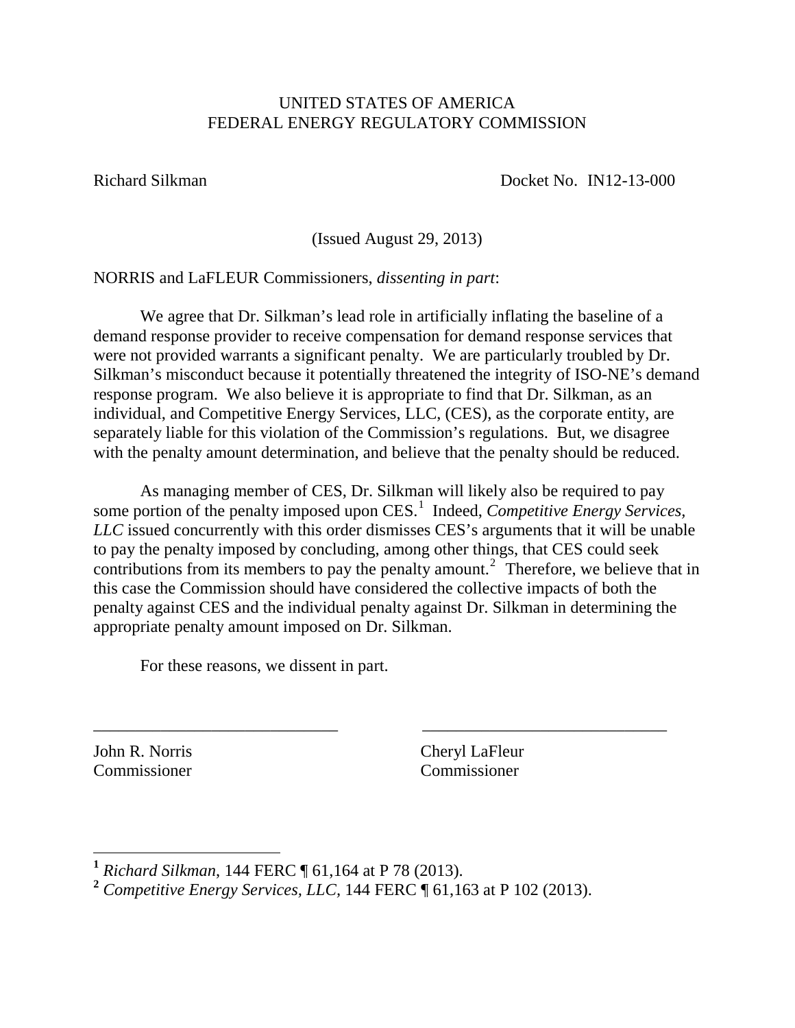UNITED STATES OF AMERICA
FEDERAL ENERGY REGULATORY COMMISSION

Richard Silkman Docket No. IN12-13-000

(Issued August 29, 2013)

NORRIS and LaFLEUR Commissioners, *dissenting in part*:

We agree that Dr. Silkman's lead role in artificially inflating the baseline of a demand response provider to receive compensation for demand response services that were not provided warrants a significant penalty. We are particularly troubled by Dr. Silkman's misconduct because it potentially threatened the integrity of ISO-NE's demand response program. We also believe it is appropriate to find that Dr. Silkman, as an individual, and Competitive Energy Services, LLC, (CES), as the corporate entity, are separately liable for this violation of the Commission's regulations. But, we disagree with the penalty amount determination, and believe that the penalty should be reduced.

As managing member of CES, Dr. Silkman will likely also be required to pay some portion of the penalty imposed upon CES.[1] Indeed, *Competitive Energy Services, LLC* issued concurrently with this order dismisses CES's arguments that it will be unable to pay the penalty imposed by concluding, among other things, that CES could seek contributions from its members to pay the penalty amount.[2] Therefore, we believe that in this case the Commission should have considered the collective impacts of both the penalty against CES and the individual penalty against Dr. Silkman in determining the appropriate penalty amount imposed on Dr. Silkman.

For these reasons, we dissent in part.

______________________________ ______________________________

John R. Norris Cheryl LaFleur
Commissioner Commissioner

---

[1] *Richard Silkman*, 144 FERC ¶ 61,164 at P 78 (2013).

[2] *Competitive Energy Services, LLC*, 144 FERC ¶ 61,163 at P 102 (2013).